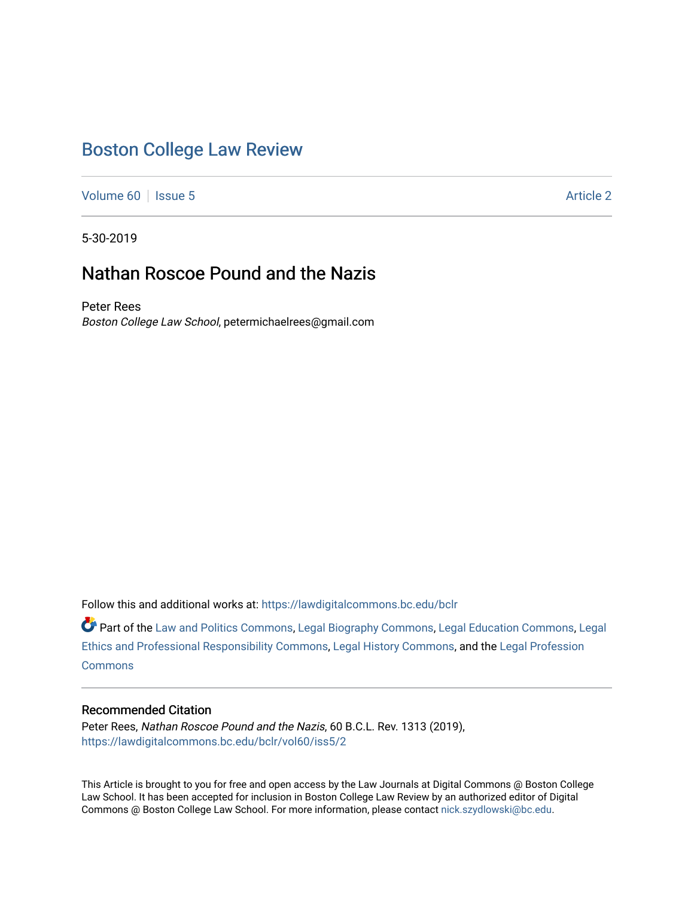# Boston College Law Review

Volume 60 | Issue 5 | Article 2

5-30-2019

## Nathan Roscoe Pound and the Nazis

Peter Rees
*Boston College Law School*, petermichaelrees@gmail.com

Follow this and additional works at: https://lawdigitalcommons.bc.edu/bclr

Part of the Law and Politics Commons, Legal Biography Commons, Legal Education Commons, Legal Ethics and Professional Responsibility Commons, Legal History Commons, and the Legal Profession Commons

### Recommended Citation

Peter Rees, *Nathan Roscoe Pound and the Nazis*, 60 B.C.L. Rev. 1313 (2019), https://lawdigitalcommons.bc.edu/bclr/vol60/iss5/2

This Article is brought to you for free and open access by the Law Journals at Digital Commons @ Boston College Law School. It has been accepted for inclusion in Boston College Law Review by an authorized editor of Digital Commons @ Boston College Law School. For more information, please contact nick.szydlowski@bc.edu.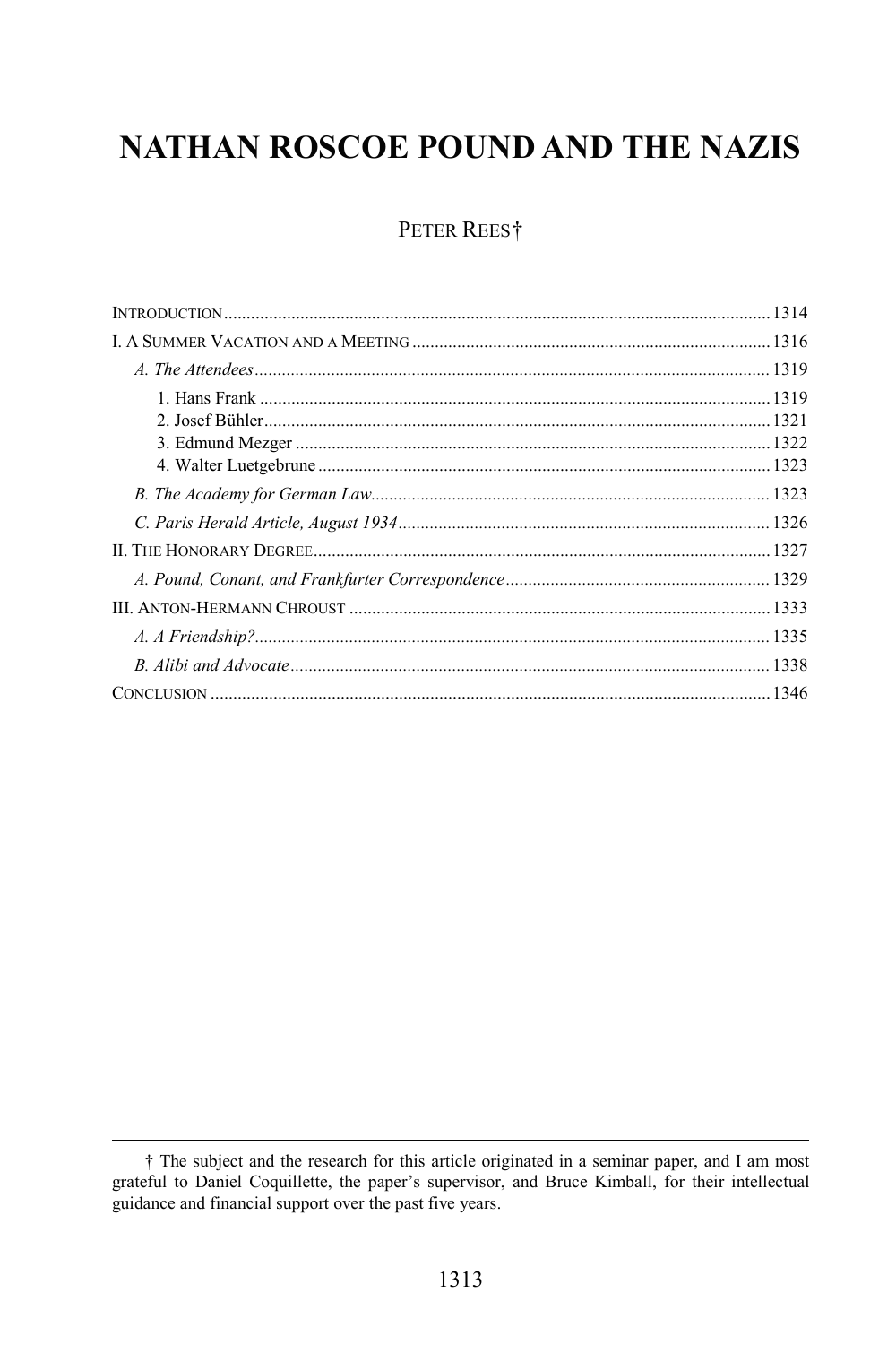# NATHAN ROSCOE POUND AND THE NAZIS

PETER REES†

- INTRODUCTION ........ 1314
- I. A SUMMER VACATION AND A MEETING ........ 1316
  - *A. The Attendees* ........ 1319
    - 1. Hans Frank ........ 1319
    - 2. Josef Bühler ........ 1321
    - 3. Edmund Mezger ........ 1322
    - 4. Walter Luetgebrune ........ 1323
  - *B. The Academy for German Law* ........ 1323
  - *C. Paris Herald Article, August 1934* ........ 1326
- II. THE HONORARY DEGREE ........ 1327
  - *A. Pound, Conant, and Frankfurter Correspondence* ........ 1329
- III. ANTON-HERMANN CHROUST ........ 1333
  - *A. A Friendship?* ........ 1335
  - *B. Alibi and Advocate* ........ 1338
- CONCLUSION ........ 1346

---

† The subject and the research for this article originated in a seminar paper, and I am most grateful to Daniel Coquillette, the paper's supervisor, and Bruce Kimball, for their intellectual guidance and financial support over the past five years.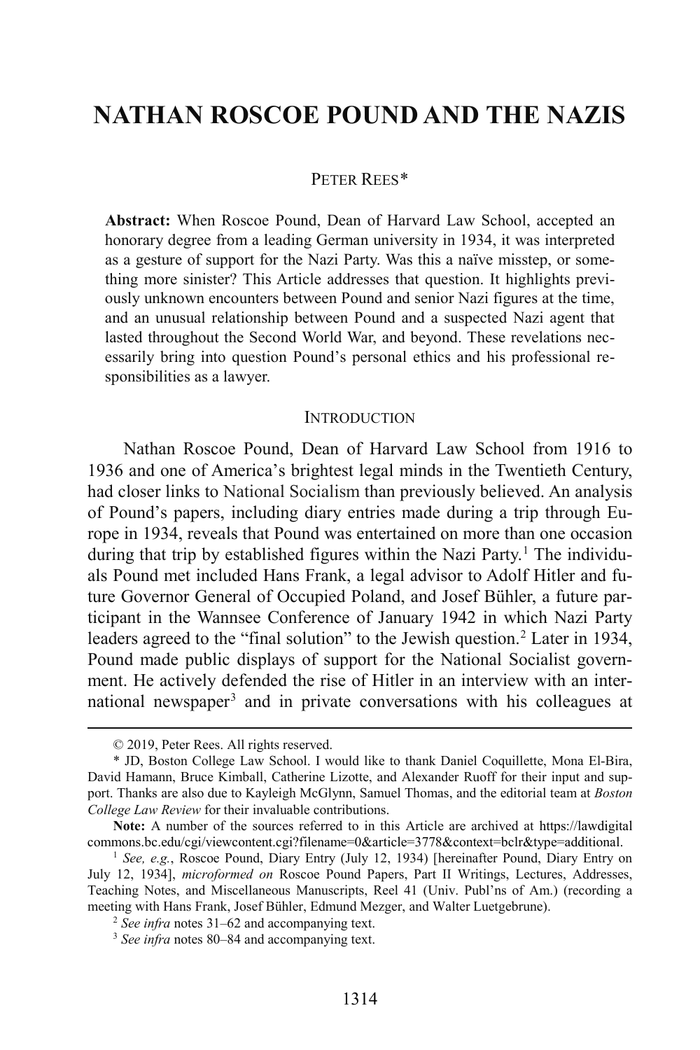# NATHAN ROSCOE POUND AND THE NAZIS

PETER REES*

**Abstract:** When Roscoe Pound, Dean of Harvard Law School, accepted an honorary degree from a leading German university in 1934, it was interpreted as a gesture of support for the Nazi Party. Was this a naïve misstep, or something more sinister? This Article addresses that question. It highlights previously unknown encounters between Pound and senior Nazi figures at the time, and an unusual relationship between Pound and a suspected Nazi agent that lasted throughout the Second World War, and beyond. These revelations necessarily bring into question Pound's personal ethics and his professional responsibilities as a lawyer.

## INTRODUCTION

Nathan Roscoe Pound, Dean of Harvard Law School from 1916 to 1936 and one of America's brightest legal minds in the Twentieth Century, had closer links to National Socialism than previously believed. An analysis of Pound's papers, including diary entries made during a trip through Europe in 1934, reveals that Pound was entertained on more than one occasion during that trip by established figures within the Nazi Party.[1] The individuals Pound met included Hans Frank, a legal advisor to Adolf Hitler and future Governor General of Occupied Poland, and Josef Bühler, a future participant in the Wannsee Conference of January 1942 in which Nazi Party leaders agreed to the "final solution" to the Jewish question.[2] Later in 1934, Pound made public displays of support for the National Socialist government. He actively defended the rise of Hitler in an interview with an international newspaper[3] and in private conversations with his colleagues at

---

© 2019, Peter Rees. All rights reserved.

\* JD, Boston College Law School. I would like to thank Daniel Coquillette, Mona El-Bira, David Hamann, Bruce Kimball, Catherine Lizotte, and Alexander Ruoff for their input and support. Thanks are also due to Kayleigh McGlynn, Samuel Thomas, and the editorial team at *Boston College Law Review* for their invaluable contributions.

**Note:** A number of the sources referred to in this Article are archived at https://lawdigitalcommons.bc.edu/cgi/viewcontent.cgi?filename=0&article=3778&context=bclr&type=additional.

[1] *See, e.g.*, Roscoe Pound, Diary Entry (July 12, 1934) [hereinafter Pound, Diary Entry on July 12, 1934], *microformed on* Roscoe Pound Papers, Part II Writings, Lectures, Addresses, Teaching Notes, and Miscellaneous Manuscripts, Reel 41 (Univ. Publ'ns of Am.) (recording a meeting with Hans Frank, Josef Bühler, Edmund Mezger, and Walter Luetgebrune).

[2] *See infra* notes 31–62 and accompanying text.

[3] *See infra* notes 80–84 and accompanying text.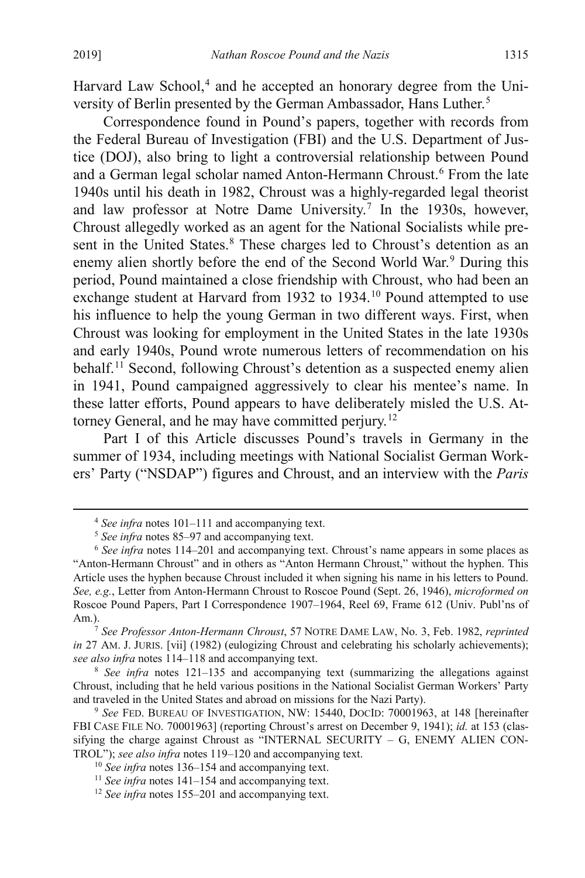Harvard Law School,[4] and he accepted an honorary degree from the University of Berlin presented by the German Ambassador, Hans Luther.[5]

Correspondence found in Pound's papers, together with records from the Federal Bureau of Investigation (FBI) and the U.S. Department of Justice (DOJ), also bring to light a controversial relationship between Pound and a German legal scholar named Anton-Hermann Chroust.[6] From the late 1940s until his death in 1982, Chroust was a highly-regarded legal theorist and law professor at Notre Dame University.[7] In the 1930s, however, Chroust allegedly worked as an agent for the National Socialists while present in the United States.[8] These charges led to Chroust's detention as an enemy alien shortly before the end of the Second World War.[9] During this period, Pound maintained a close friendship with Chroust, who had been an exchange student at Harvard from 1932 to 1934.[10] Pound attempted to use his influence to help the young German in two different ways. First, when Chroust was looking for employment in the United States in the late 1930s and early 1940s, Pound wrote numerous letters of recommendation on his behalf.[11] Second, following Chroust's detention as a suspected enemy alien in 1941, Pound campaigned aggressively to clear his mentee's name. In these latter efforts, Pound appears to have deliberately misled the U.S. Attorney General, and he may have committed perjury.[12]

Part I of this Article discusses Pound's travels in Germany in the summer of 1934, including meetings with National Socialist German Workers' Party ("NSDAP") figures and Chroust, and an interview with the *Paris*

---

[4] *See infra* notes 101–111 and accompanying text.

[5] *See infra* notes 85–97 and accompanying text.

[6] *See infra* notes 114–201 and accompanying text. Chroust's name appears in some places as "Anton-Hermann Chroust" and in others as "Anton Hermann Chroust," without the hyphen. This Article uses the hyphen because Chroust included it when signing his name in his letters to Pound. *See, e.g.*, Letter from Anton-Hermann Chroust to Roscoe Pound (Sept. 26, 1946), *microformed on* Roscoe Pound Papers, Part I Correspondence 1907–1964, Reel 69, Frame 612 (Univ. Publ'ns of Am.).

[7] *See Professor Anton-Hermann Chroust*, 57 NOTRE DAME LAW, No. 3, Feb. 1982, *reprinted in* 27 AM. J. JURIS. [vii] (1982) (eulogizing Chroust and celebrating his scholarly achievements); *see also infra* notes 114–118 and accompanying text.

[8] *See infra* notes 121–135 and accompanying text (summarizing the allegations against Chroust, including that he held various positions in the National Socialist German Workers' Party and traveled in the United States and abroad on missions for the Nazi Party).

[9] *See* FED. BUREAU OF INVESTIGATION, NW: 15440, DOCID: 70001963, at 148 [hereinafter FBI CASE FILE NO. 70001963] (reporting Chroust's arrest on December 9, 1941); *id.* at 153 (classifying the charge against Chroust as "INTERNAL SECURITY – G, ENEMY ALIEN CONTROL"); *see also infra* notes 119–120 and accompanying text.

[10] *See infra* notes 136–154 and accompanying text.

[11] *See infra* notes 141–154 and accompanying text.

[12] *See infra* notes 155–201 and accompanying text.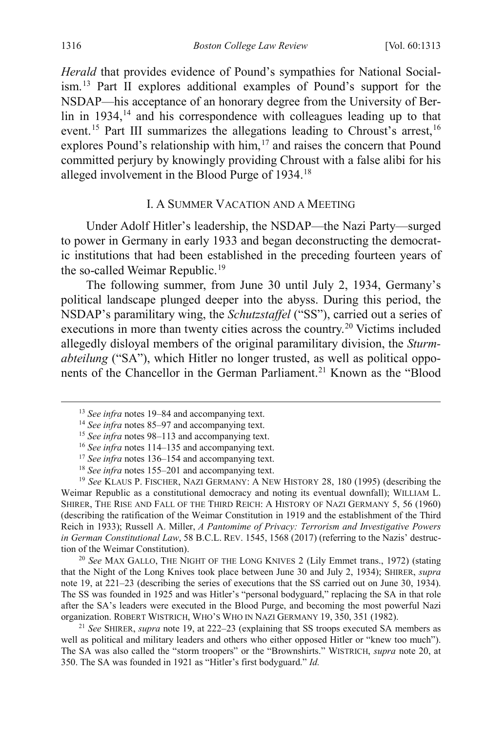*Herald* that provides evidence of Pound's sympathies for National Socialism.[13] Part II explores additional examples of Pound's support for the NSDAP—his acceptance of an honorary degree from the University of Berlin in 1934,[14] and his correspondence with colleagues leading up to that event.[15] Part III summarizes the allegations leading to Chroust's arrest,[16] explores Pound's relationship with him,[17] and raises the concern that Pound committed perjury by knowingly providing Chroust with a false alibi for his alleged involvement in the Blood Purge of 1934.[18]

## I. A Summer Vacation and a Meeting

Under Adolf Hitler's leadership, the NSDAP—the Nazi Party—surged to power in Germany in early 1933 and began deconstructing the democratic institutions that had been established in the preceding fourteen years of the so-called Weimar Republic.[19]

The following summer, from June 30 until July 2, 1934, Germany's political landscape plunged deeper into the abyss. During this period, the NSDAP's paramilitary wing, the *Schutzstaffel* ("SS"), carried out a series of executions in more than twenty cities across the country.[20] Victims included allegedly disloyal members of the original paramilitary division, the *Sturmabteilung* ("SA"), which Hitler no longer trusted, as well as political opponents of the Chancellor in the German Parliament.[21] Known as the "Blood

---

[13] *See infra* notes 19–84 and accompanying text.

[14] *See infra* notes 85–97 and accompanying text.

[15] *See infra* notes 98–113 and accompanying text.

[16] *See infra* notes 114–135 and accompanying text.

[17] *See infra* notes 136–154 and accompanying text.

[18] *See infra* notes 155–201 and accompanying text.

[19] *See* Klaus P. Fischer, Nazi Germany: A New History 28, 180 (1995) (describing the Weimar Republic as a constitutional democracy and noting its eventual downfall); William L. Shirer, The Rise and Fall of the Third Reich: A History of Nazi Germany 5, 56 (1960) (describing the ratification of the Weimar Constitution in 1919 and the establishment of the Third Reich in 1933); Russell A. Miller, *A Pantomime of Privacy: Terrorism and Investigative Powers in German Constitutional Law*, 58 B.C.L. Rev. 1545, 1568 (2017) (referring to the Nazis' destruction of the Weimar Constitution).

[20] *See* Max Gallo, The Night of the Long Knives 2 (Lily Emmet trans., 1972) (stating that the Night of the Long Knives took place between June 30 and July 2, 1934); Shirer, *supra* note 19, at 221–23 (describing the series of executions that the SS carried out on June 30, 1934). The SS was founded in 1925 and was Hitler's "personal bodyguard," replacing the SA in that role after the SA's leaders were executed in the Blood Purge, and becoming the most powerful Nazi organization. Robert Wistrich, Who's Who in Nazi Germany 19, 350, 351 (1982).

[21] *See* Shirer, *supra* note 19, at 222–23 (explaining that SS troops executed SA members as well as political and military leaders and others who either opposed Hitler or "knew too much"). The SA was also called the "storm troopers" or the "Brownshirts." Wistrich, *supra* note 20, at 350. The SA was founded in 1921 as "Hitler's first bodyguard." *Id.*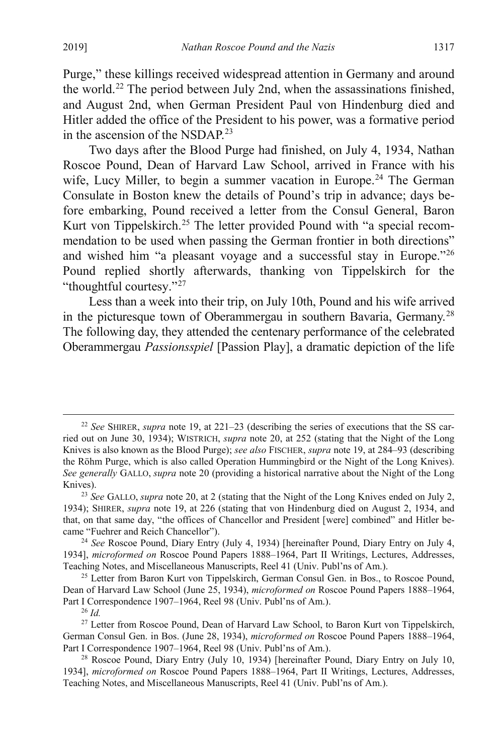Purge," these killings received widespread attention in Germany and around the world.[22] The period between July 2nd, when the assassinations finished, and August 2nd, when German President Paul von Hindenburg died and Hitler added the office of the President to his power, was a formative period in the ascension of the NSDAP.[23]

Two days after the Blood Purge had finished, on July 4, 1934, Nathan Roscoe Pound, Dean of Harvard Law School, arrived in France with his wife, Lucy Miller, to begin a summer vacation in Europe.[24] The German Consulate in Boston knew the details of Pound's trip in advance; days before embarking, Pound received a letter from the Consul General, Baron Kurt von Tippelskirch.[25] The letter provided Pound with "a special recommendation to be used when passing the German frontier in both directions" and wished him "a pleasant voyage and a successful stay in Europe."[26] Pound replied shortly afterwards, thanking von Tippelskirch for the "thoughtful courtesy."[27]

Less than a week into their trip, on July 10th, Pound and his wife arrived in the picturesque town of Oberammergau in southern Bavaria, Germany.[28] The following day, they attended the centenary performance of the celebrated Oberammergau *Passionsspiel* [Passion Play], a dramatic depiction of the life

---

[22] *See* SHIRER, *supra* note 19, at 221–23 (describing the series of executions that the SS carried out on June 30, 1934); WISTRICH, *supra* note 20, at 252 (stating that the Night of the Long Knives is also known as the Blood Purge); *see also* FISCHER, *supra* note 19, at 284–93 (describing the Röhm Purge, which is also called Operation Hummingbird or the Night of the Long Knives). *See generally* GALLO, *supra* note 20 (providing a historical narrative about the Night of the Long Knives).

[23] *See* GALLO, *supra* note 20, at 2 (stating that the Night of the Long Knives ended on July 2, 1934); SHIRER, *supra* note 19, at 226 (stating that von Hindenburg died on August 2, 1934, and that, on that same day, "the offices of Chancellor and President [were] combined" and Hitler became "Fuehrer and Reich Chancellor").

[24] *See* Roscoe Pound, Diary Entry (July 4, 1934) [hereinafter Pound, Diary Entry on July 4, 1934], *microformed on* Roscoe Pound Papers 1888–1964, Part II Writings, Lectures, Addresses, Teaching Notes, and Miscellaneous Manuscripts, Reel 41 (Univ. Publ'ns of Am.).

[25] Letter from Baron Kurt von Tippelskirch, German Consul Gen. in Bos., to Roscoe Pound, Dean of Harvard Law School (June 25, 1934), *microformed on* Roscoe Pound Papers 1888–1964, Part I Correspondence 1907–1964, Reel 98 (Univ. Publ'ns of Am.).

[26] *Id.*

[27] Letter from Roscoe Pound, Dean of Harvard Law School, to Baron Kurt von Tippelskirch, German Consul Gen. in Bos. (June 28, 1934), *microformed on* Roscoe Pound Papers 1888–1964, Part I Correspondence 1907–1964, Reel 98 (Univ. Publ'ns of Am.).

[28] Roscoe Pound, Diary Entry (July 10, 1934) [hereinafter Pound, Diary Entry on July 10, 1934], *microformed on* Roscoe Pound Papers 1888–1964, Part II Writings, Lectures, Addresses, Teaching Notes, and Miscellaneous Manuscripts, Reel 41 (Univ. Publ'ns of Am.).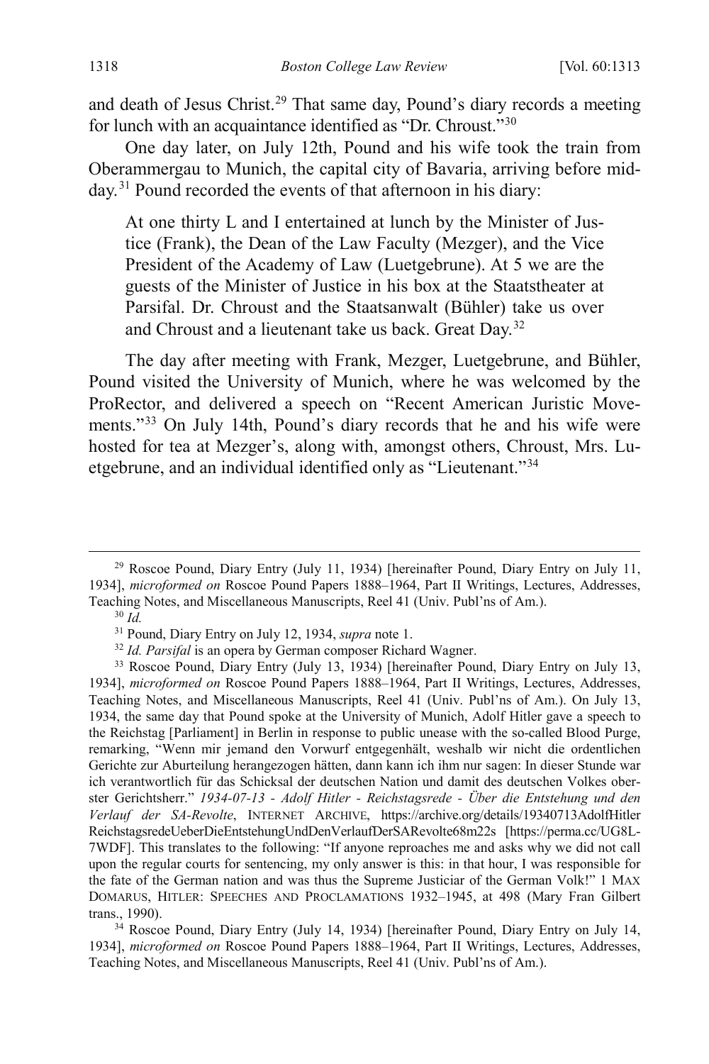and death of Jesus Christ.[29] That same day, Pound's diary records a meeting for lunch with an acquaintance identified as "Dr. Chroust."[30]

One day later, on July 12th, Pound and his wife took the train from Oberammergau to Munich, the capital city of Bavaria, arriving before midday.[31] Pound recorded the events of that afternoon in his diary:

> At one thirty L and I entertained at lunch by the Minister of Justice (Frank), the Dean of the Law Faculty (Mezger), and the Vice President of the Academy of Law (Luetgebrune). At 5 we are the guests of the Minister of Justice in his box at the Staatstheater at Parsifal. Dr. Chroust and the Staatsanwalt (Bühler) take us over and Chroust and a lieutenant take us back. Great Day.[32]

The day after meeting with Frank, Mezger, Luetgebrune, and Bühler, Pound visited the University of Munich, where he was welcomed by the ProRector, and delivered a speech on "Recent American Juristic Movements."[33] On July 14th, Pound's diary records that he and his wife were hosted for tea at Mezger's, along with, amongst others, Chroust, Mrs. Luetgebrune, and an individual identified only as "Lieutenant."[34]

---

[29] Roscoe Pound, Diary Entry (July 11, 1934) [hereinafter Pound, Diary Entry on July 11, 1934], *microformed on* Roscoe Pound Papers 1888–1964, Part II Writings, Lectures, Addresses, Teaching Notes, and Miscellaneous Manuscripts, Reel 41 (Univ. Publ'ns of Am.).

[30] *Id.*

[31] Pound, Diary Entry on July 12, 1934, *supra* note 1.

[32] *Id. Parsifal* is an opera by German composer Richard Wagner.

[33] Roscoe Pound, Diary Entry (July 13, 1934) [hereinafter Pound, Diary Entry on July 13, 1934], *microformed on* Roscoe Pound Papers 1888–1964, Part II Writings, Lectures, Addresses, Teaching Notes, and Miscellaneous Manuscripts, Reel 41 (Univ. Publ'ns of Am.). On July 13, 1934, the same day that Pound spoke at the University of Munich, Adolf Hitler gave a speech to the Reichstag [Parliament] in Berlin in response to public unease with the so-called Blood Purge, remarking, "Wenn mir jemand den Vorwurf entgegenhält, weshalb wir nicht die ordentlichen Gerichte zur Aburteilung herangezogen hätten, dann kann ich ihm nur sagen: In dieser Stunde war ich verantwortlich für das Schicksal der deutschen Nation und damit des deutschen Volkes oberster Gerichtsherr." *1934-07-13 - Adolf Hitler - Reichstagsrede - Über die Entstehung und den Verlauf der SA-Revolte*, INTERNET ARCHIVE, https://archive.org/details/19340713AdolfHitlerReichstagsredeUeberDieEntstehungUndDenVerlaufDerSARevolte68m22s [https://perma.cc/UG8L-7WDF]. This translates to the following: "If anyone reproaches me and asks why we did not call upon the regular courts for sentencing, my only answer is this: in that hour, I was responsible for the fate of the German nation and was thus the Supreme Justiciar of the German Volk!" 1 MAX DOMARUS, HITLER: SPEECHES AND PROCLAMATIONS 1932–1945, at 498 (Mary Fran Gilbert trans., 1990).

[34] Roscoe Pound, Diary Entry (July 14, 1934) [hereinafter Pound, Diary Entry on July 14, 1934], *microformed on* Roscoe Pound Papers 1888–1964, Part II Writings, Lectures, Addresses, Teaching Notes, and Miscellaneous Manuscripts, Reel 41 (Univ. Publ'ns of Am.).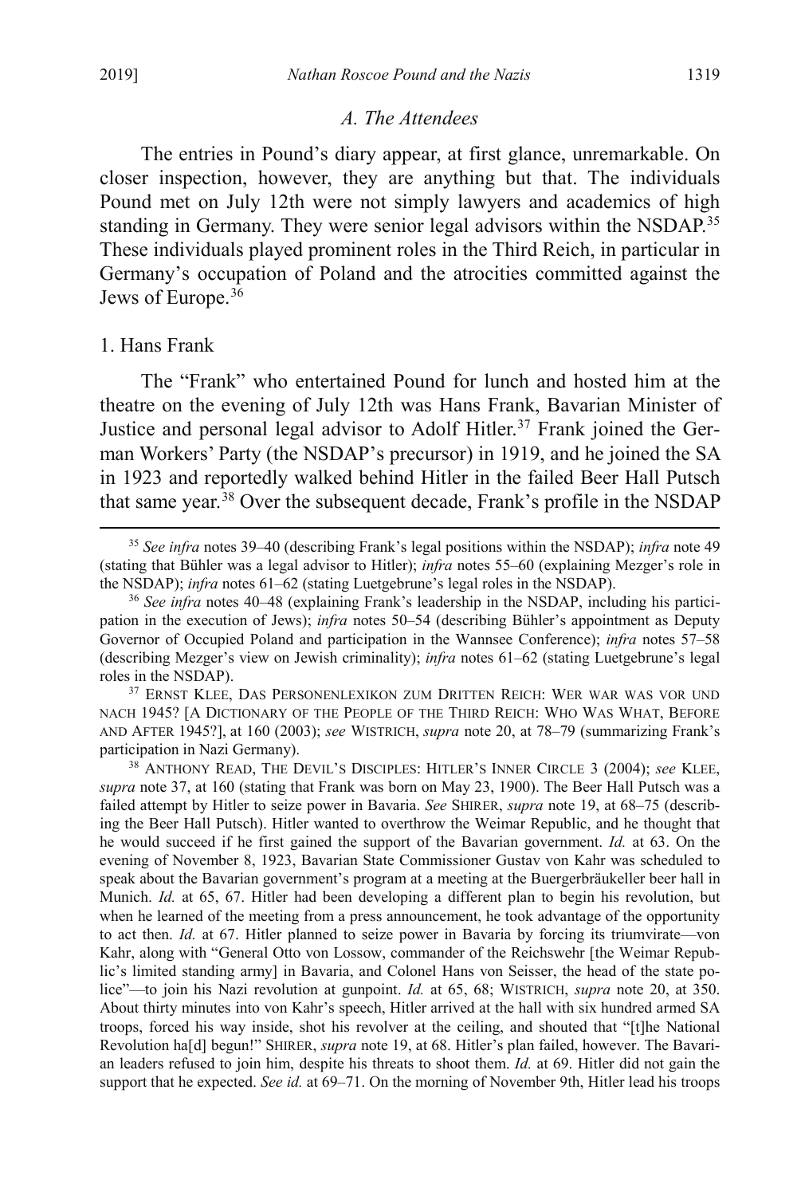### *A. The Attendees*

The entries in Pound's diary appear, at first glance, unremarkable. On closer inspection, however, they are anything but that. The individuals Pound met on July 12th were not simply lawyers and academics of high standing in Germany. They were senior legal advisors within the NSDAP.[35] These individuals played prominent roles in the Third Reich, in particular in Germany's occupation of Poland and the atrocities committed against the Jews of Europe.[36]

#### 1. Hans Frank

The "Frank" who entertained Pound for lunch and hosted him at the theatre on the evening of July 12th was Hans Frank, Bavarian Minister of Justice and personal legal advisor to Adolf Hitler.[37] Frank joined the German Workers' Party (the NSDAP's precursor) in 1919, and he joined the SA in 1923 and reportedly walked behind Hitler in the failed Beer Hall Putsch that same year.[38] Over the subsequent decade, Frank's profile in the NSDAP

---

[35] *See infra* notes 39–40 (describing Frank's legal positions within the NSDAP); *infra* note 49 (stating that Bühler was a legal advisor to Hitler); *infra* notes 55–60 (explaining Mezger's role in the NSDAP); *infra* notes 61–62 (stating Luetgebrune's legal roles in the NSDAP).

[36] *See infra* notes 40–48 (explaining Frank's leadership in the NSDAP, including his participation in the execution of Jews); *infra* notes 50–54 (describing Bühler's appointment as Deputy Governor of Occupied Poland and participation in the Wannsee Conference); *infra* notes 57–58 (describing Mezger's view on Jewish criminality); *infra* notes 61–62 (stating Luetgebrune's legal roles in the NSDAP).

[37] ERNST KLEE, DAS PERSONENLEXIKON ZUM DRITTEN REICH: WER WAR WAS VOR UND NACH 1945? [A DICTIONARY OF THE PEOPLE OF THE THIRD REICH: WHO WAS WHAT, BEFORE AND AFTER 1945?], at 160 (2003); *see* WISTRICH, *supra* note 20, at 78–79 (summarizing Frank's participation in Nazi Germany).

[38] ANTHONY READ, THE DEVIL'S DISCIPLES: HITLER'S INNER CIRCLE 3 (2004); *see* KLEE, *supra* note 37, at 160 (stating that Frank was born on May 23, 1900). The Beer Hall Putsch was a failed attempt by Hitler to seize power in Bavaria. *See* SHIRER, *supra* note 19, at 68–75 (describing the Beer Hall Putsch). Hitler wanted to overthrow the Weimar Republic, and he thought that he would succeed if he first gained the support of the Bavarian government. *Id.* at 63. On the evening of November 8, 1923, Bavarian State Commissioner Gustav von Kahr was scheduled to speak about the Bavarian government's program at a meeting at the Buergerbräukeller beer hall in Munich. *Id.* at 65, 67. Hitler had been developing a different plan to begin his revolution, but when he learned of the meeting from a press announcement, he took advantage of the opportunity to act then. *Id.* at 67. Hitler planned to seize power in Bavaria by forcing its triumvirate—von Kahr, along with "General Otto von Lossow, commander of the Reichswehr [the Weimar Republic's limited standing army] in Bavaria, and Colonel Hans von Seisser, the head of the state police"—to join his Nazi revolution at gunpoint. *Id.* at 65, 68; WISTRICH, *supra* note 20, at 350. About thirty minutes into von Kahr's speech, Hitler arrived at the hall with six hundred armed SA troops, forced his way inside, shot his revolver at the ceiling, and shouted that "[t]he National Revolution ha[d] begun!" SHIRER, *supra* note 19, at 68. Hitler's plan failed, however. The Bavarian leaders refused to join him, despite his threats to shoot them. *Id.* at 69. Hitler did not gain the support that he expected. *See id.* at 69–71. On the morning of November 9th, Hitler lead his troops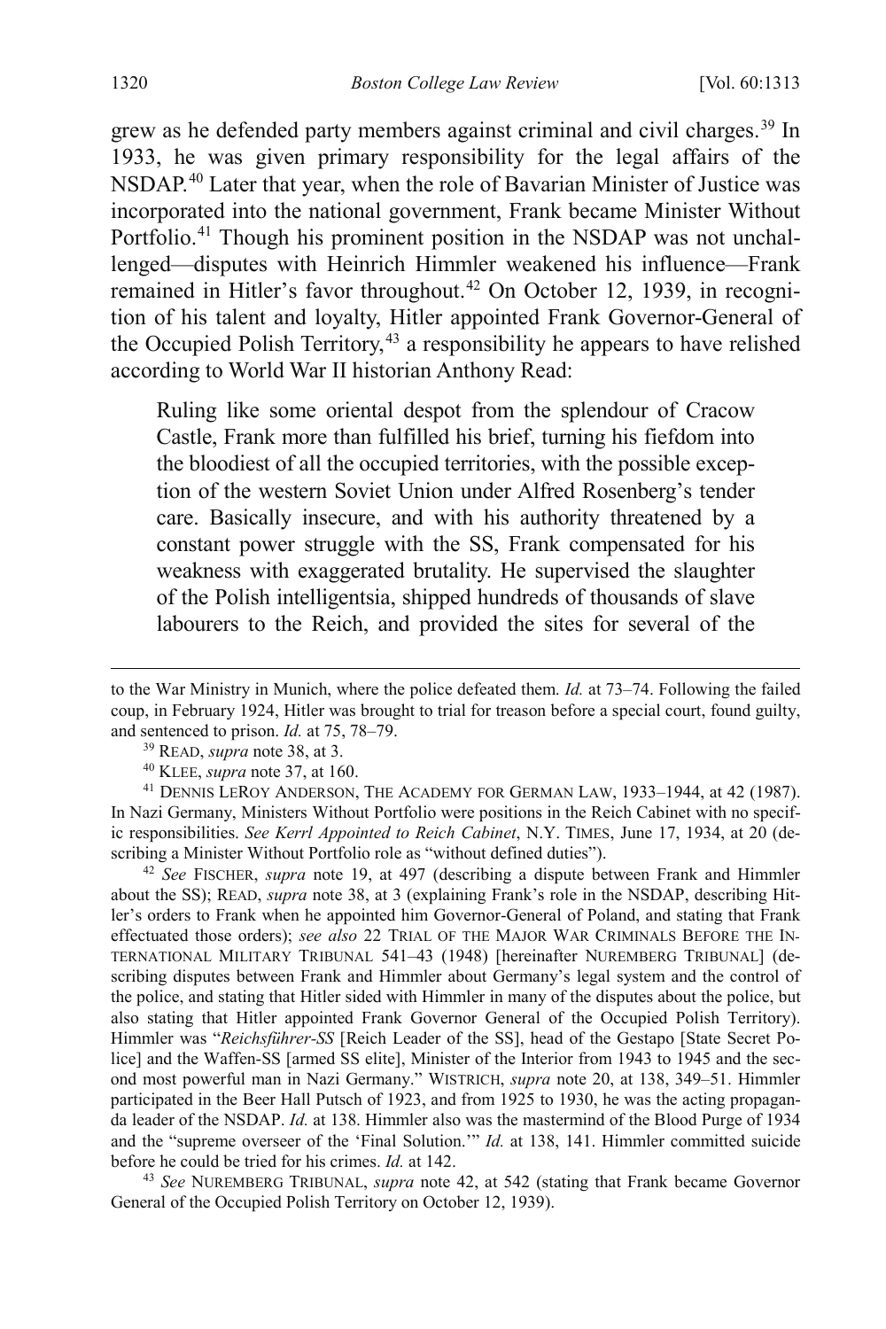grew as he defended party members against criminal and civil charges.[39] In 1933, he was given primary responsibility for the legal affairs of the NSDAP.[40] Later that year, when the role of Bavarian Minister of Justice was incorporated into the national government, Frank became Minister Without Portfolio.[41] Though his prominent position in the NSDAP was not unchallenged—disputes with Heinrich Himmler weakened his influence—Frank remained in Hitler's favor throughout.[42] On October 12, 1939, in recognition of his talent and loyalty, Hitler appointed Frank Governor-General of the Occupied Polish Territory,[43] a responsibility he appears to have relished according to World War II historian Anthony Read:

> Ruling like some oriental despot from the splendour of Cracow Castle, Frank more than fulfilled his brief, turning his fiefdom into the bloodiest of all the occupied territories, with the possible exception of the western Soviet Union under Alfred Rosenberg's tender care. Basically insecure, and with his authority threatened by a constant power struggle with the SS, Frank compensated for his weakness with exaggerated brutality. He supervised the slaughter of the Polish intelligentsia, shipped hundreds of thousands of slave labourers to the Reich, and provided the sites for several of the

---

to the War Ministry in Munich, where the police defeated them. *Id.* at 73–74. Following the failed coup, in February 1924, Hitler was brought to trial for treason before a special court, found guilty, and sentenced to prison. *Id.* at 75, 78–79.

[39] READ, *supra* note 38, at 3.

[40] KLEE, *supra* note 37, at 160.

[41] DENNIS LEROY ANDERSON, THE ACADEMY FOR GERMAN LAW, 1933–1944, at 42 (1987). In Nazi Germany, Ministers Without Portfolio were positions in the Reich Cabinet with no specific responsibilities. *See Kerrl Appointed to Reich Cabinet*, N.Y. TIMES, June 17, 1934, at 20 (describing a Minister Without Portfolio role as "without defined duties").

[42] *See* FISCHER, *supra* note 19, at 497 (describing a dispute between Frank and Himmler about the SS); READ, *supra* note 38, at 3 (explaining Frank's role in the NSDAP, describing Hitler's orders to Frank when he appointed him Governor-General of Poland, and stating that Frank effectuated those orders); *see also* 22 TRIAL OF THE MAJOR WAR CRIMINALS BEFORE THE INTERNATIONAL MILITARY TRIBUNAL 541–43 (1948) [hereinafter NUREMBERG TRIBUNAL] (describing disputes between Frank and Himmler about Germany's legal system and the control of the police, and stating that Hitler sided with Himmler in many of the disputes about the police, but also stating that Hitler appointed Frank Governor General of the Occupied Polish Territory). Himmler was "*Reichsführer-SS* [Reich Leader of the SS], head of the Gestapo [State Secret Police] and the Waffen-SS [armed SS elite], Minister of the Interior from 1943 to 1945 and the second most powerful man in Nazi Germany." WISTRICH, *supra* note 20, at 138, 349–51. Himmler participated in the Beer Hall Putsch of 1923, and from 1925 to 1930, he was the acting propaganda leader of the NSDAP. *Id.* at 138. Himmler also was the mastermind of the Blood Purge of 1934 and the "supreme overseer of the 'Final Solution.'" *Id.* at 138, 141. Himmler committed suicide before he could be tried for his crimes. *Id.* at 142.

[43] *See* NUREMBERG TRIBUNAL, *supra* note 42, at 542 (stating that Frank became Governor General of the Occupied Polish Territory on October 12, 1939).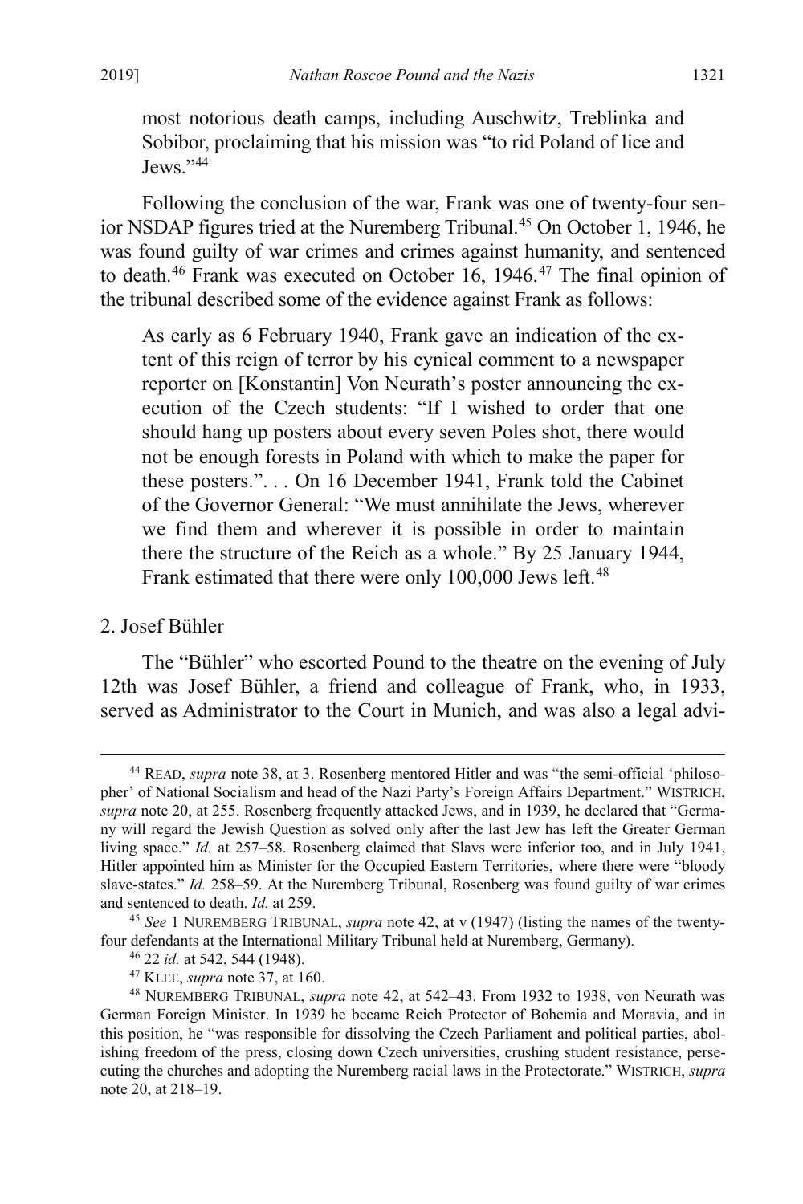most notorious death camps, including Auschwitz, Treblinka and Sobibor, proclaiming that his mission was "to rid Poland of lice and Jews."[44]

Following the conclusion of the war, Frank was one of twenty-four senior NSDAP figures tried at the Nuremberg Tribunal.[45] On October 1, 1946, he was found guilty of war crimes and crimes against humanity, and sentenced to death.[46] Frank was executed on October 16, 1946.[47] The final opinion of the tribunal described some of the evidence against Frank as follows:

> As early as 6 February 1940, Frank gave an indication of the extent of this reign of terror by his cynical comment to a newspaper reporter on [Konstantin] Von Neurath's poster announcing the execution of the Czech students: "If I wished to order that one should hang up posters about every seven Poles shot, there would not be enough forests in Poland with which to make the paper for these posters.". . . On 16 December 1941, Frank told the Cabinet of the Governor General: "We must annihilate the Jews, wherever we find them and wherever it is possible in order to maintain there the structure of the Reich as a whole." By 25 January 1944, Frank estimated that there were only 100,000 Jews left.[48]

2. Josef Bühler

The "Bühler" who escorted Pound to the theatre on the evening of July 12th was Josef Bühler, a friend and colleague of Frank, who, in 1933, served as Administrator to the Court in Munich, and was also a legal advi-

---

[44] READ, *supra* note 38, at 3. Rosenberg mentored Hitler and was "the semi-official 'philosopher' of National Socialism and head of the Nazi Party's Foreign Affairs Department." WISTRICH, *supra* note 20, at 255. Rosenberg frequently attacked Jews, and in 1939, he declared that "Germany will regard the Jewish Question as solved only after the last Jew has left the Greater German living space." *Id.* at 257–58. Rosenberg claimed that Slavs were inferior too, and in July 1941, Hitler appointed him as Minister for the Occupied Eastern Territories, where there were "bloody slave-states." *Id.* 258–59. At the Nuremberg Tribunal, Rosenberg was found guilty of war crimes and sentenced to death. *Id.* at 259.

[45] *See* 1 NUREMBERG TRIBUNAL, *supra* note 42, at v (1947) (listing the names of the twenty-four defendants at the International Military Tribunal held at Nuremberg, Germany).

[46] 22 *id.* at 542, 544 (1948).

[47] KLEE, *supra* note 37, at 160.

[48] NUREMBERG TRIBUNAL, *supra* note 42, at 542–43. From 1932 to 1938, von Neurath was German Foreign Minister. In 1939 he became Reich Protector of Bohemia and Moravia, and in this position, he "was responsible for dissolving the Czech Parliament and political parties, abolishing freedom of the press, closing down Czech universities, crushing student resistance, persecuting the churches and adopting the Nuremberg racial laws in the Protectorate." WISTRICH, *supra* note 20, at 218–19.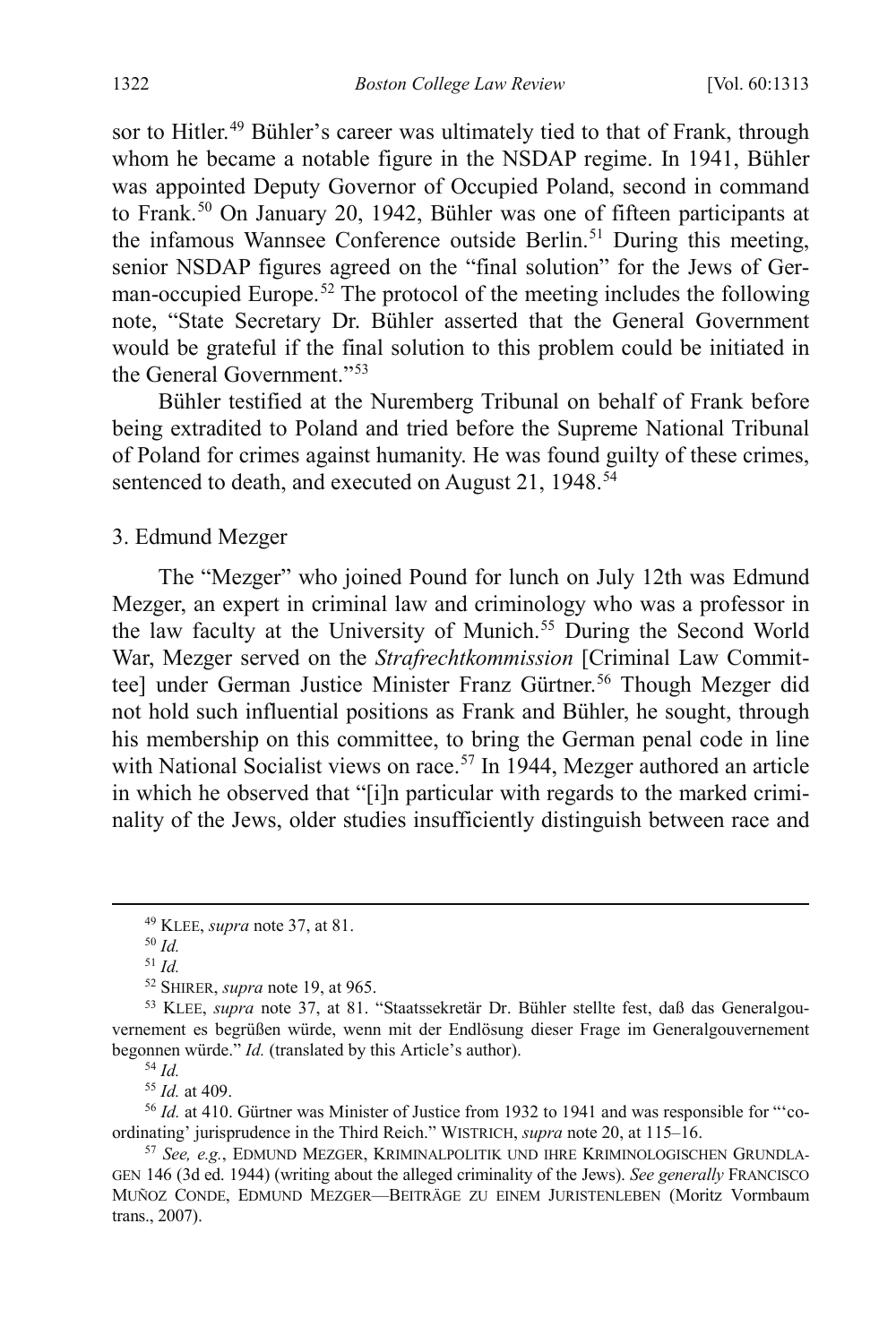sor to Hitler.[49] Bühler's career was ultimately tied to that of Frank, through whom he became a notable figure in the NSDAP regime. In 1941, Bühler was appointed Deputy Governor of Occupied Poland, second in command to Frank.[50] On January 20, 1942, Bühler was one of fifteen participants at the infamous Wannsee Conference outside Berlin.[51] During this meeting, senior NSDAP figures agreed on the "final solution" for the Jews of German-occupied Europe.[52] The protocol of the meeting includes the following note, "State Secretary Dr. Bühler asserted that the General Government would be grateful if the final solution to this problem could be initiated in the General Government."[53]

Bühler testified at the Nuremberg Tribunal on behalf of Frank before being extradited to Poland and tried before the Supreme National Tribunal of Poland for crimes against humanity. He was found guilty of these crimes, sentenced to death, and executed on August 21, 1948.[54]

### 3. Edmund Mezger

The "Mezger" who joined Pound for lunch on July 12th was Edmund Mezger, an expert in criminal law and criminology who was a professor in the law faculty at the University of Munich.[55] During the Second World War, Mezger served on the *Strafrechtkommission* [Criminal Law Committee] under German Justice Minister Franz Gürtner.[56] Though Mezger did not hold such influential positions as Frank and Bühler, he sought, through his membership on this committee, to bring the German penal code in line with National Socialist views on race.[57] In 1944, Mezger authored an article in which he observed that "[i]n particular with regards to the marked criminality of the Jews, older studies insufficiently distinguish between race and

---

[49] KLEE, *supra* note 37, at 81.

[50] *Id.*

[51] *Id.*

[52] SHIRER, *supra* note 19, at 965.

[53] KLEE, *supra* note 37, at 81. "Staatssekretär Dr. Bühler stellte fest, daß das Generalgouvernement es begrüßen würde, wenn mit der Endlösung dieser Frage im Generalgouvernement begonnen würde." *Id.* (translated by this Article's author).

[54] *Id.*

[55] *Id.* at 409.

[56] *Id.* at 410. Gürtner was Minister of Justice from 1932 to 1941 and was responsible for "'co-ordinating' jurisprudence in the Third Reich." WISTRICH, *supra* note 20, at 115–16.

[57] *See, e.g.*, EDMUND MEZGER, KRIMINALPOLITIK UND IHRE KRIMINOLOGISCHEN GRUNDLAGEN 146 (3d ed. 1944) (writing about the alleged criminality of the Jews). *See generally* FRANCISCO MUÑOZ CONDE, EDMUND MEZGER—BEITRÄGE ZU EINEM JURISTENLEBEN (Moritz Vormbaum trans., 2007).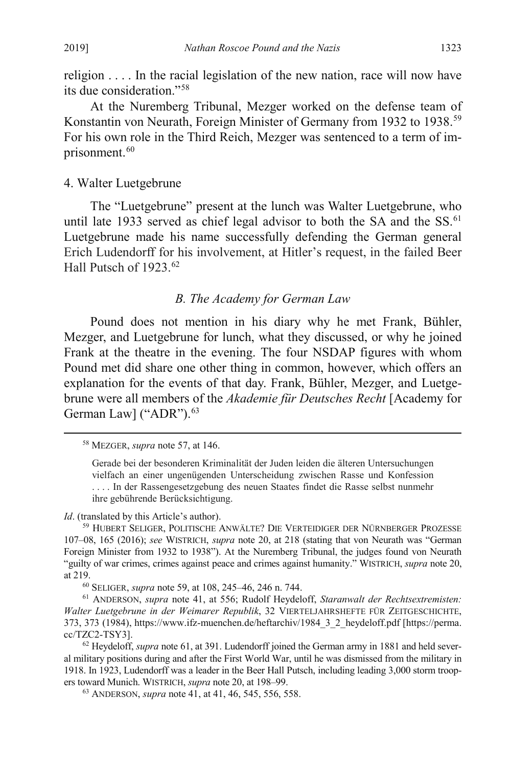religion . . . . In the racial legislation of the new nation, race will now have its due consideration."[58]

At the Nuremberg Tribunal, Mezger worked on the defense team of Konstantin von Neurath, Foreign Minister of Germany from 1932 to 1938.[59] For his own role in the Third Reich, Mezger was sentenced to a term of imprisonment.[60]

4. Walter Luetgebrune

The "Luetgebrune" present at the lunch was Walter Luetgebrune, who until late 1933 served as chief legal advisor to both the SA and the SS.[61] Luetgebrune made his name successfully defending the German general Erich Ludendorff for his involvement, at Hitler's request, in the failed Beer Hall Putsch of 1923.[62]

### *B. The Academy for German Law*

Pound does not mention in his diary why he met Frank, Bühler, Mezger, and Luetgebrune for lunch, what they discussed, or why he joined Frank at the theatre in the evening. The four NSDAP figures with whom Pound met did share one other thing in common, however, which offers an explanation for the events of that day. Frank, Bühler, Mezger, and Luetgebrune were all members of the *Akademie für Deutsches Recht* [Academy for German Law] ("ADR").[63]

---

[58] MEZGER, *supra* note 57, at 146.

> Gerade bei der besonderen Kriminalität der Juden leiden die älteren Untersuchungen vielfach an einer ungenügenden Unterscheidung zwischen Rasse und Konfession . . . . In der Rassengesetzgebung des neuen Staates findet die Rasse selbst nunmehr ihre gebührende Berücksichtigung.

*Id*. (translated by this Article's author).

[59] HUBERT SELIGER, POLITISCHE ANWÄLTE? DIE VERTEIDIGER DER NÜRNBERGER PROZESSE 107–08, 165 (2016); *see* WISTRICH, *supra* note 20, at 218 (stating that von Neurath was "German Foreign Minister from 1932 to 1938"). At the Nuremberg Tribunal, the judges found von Neurath "guilty of war crimes, crimes against peace and crimes against humanity." WISTRICH, *supra* note 20, at 219.

[60] SELIGER, *supra* note 59, at 108, 245–46, 246 n. 744.

[61] ANDERSON, *supra* note 41, at 556; Rudolf Heydeloff, *Staranwalt der Rechtsextremisten: Walter Luetgebrune in der Weimarer Republik*, 32 VIERTELJAHRSHEFTE FÜR ZEITGESCHICHTE, 373, 373 (1984), https://www.ifz-muenchen.de/heftarchiv/1984_3_2_heydeloff.pdf [https://perma.cc/TZC2-TSY3].

[62] Heydeloff, *supra* note 61, at 391. Ludendorff joined the German army in 1881 and held several military positions during and after the First World War, until he was dismissed from the military in 1918. In 1923, Ludendorff was a leader in the Beer Hall Putsch, including leading 3,000 storm troopers toward Munich. WISTRICH, *supra* note 20, at 198–99.

[63] ANDERSON, *supra* note 41, at 41, 46, 545, 556, 558.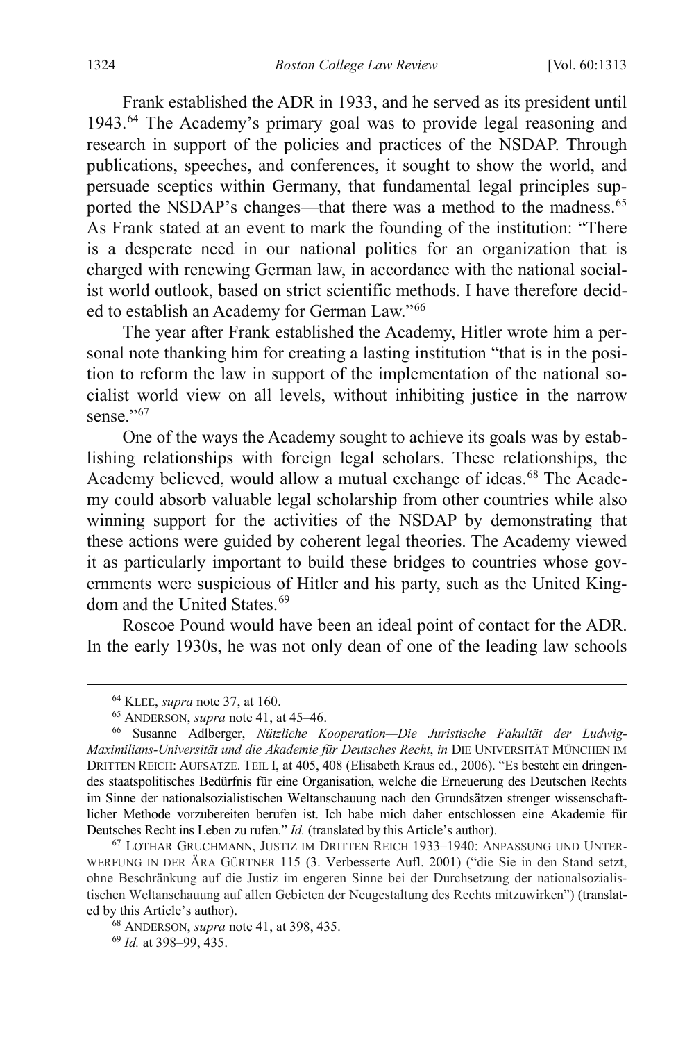Frank established the ADR in 1933, and he served as its president until 1943.[64] The Academy's primary goal was to provide legal reasoning and research in support of the policies and practices of the NSDAP. Through publications, speeches, and conferences, it sought to show the world, and persuade sceptics within Germany, that fundamental legal principles supported the NSDAP's changes—that there was a method to the madness.[65] As Frank stated at an event to mark the founding of the institution: "There is a desperate need in our national politics for an organization that is charged with renewing German law, in accordance with the national socialist world outlook, based on strict scientific methods. I have therefore decided to establish an Academy for German Law."[66]

The year after Frank established the Academy, Hitler wrote him a personal note thanking him for creating a lasting institution "that is in the position to reform the law in support of the implementation of the national socialist world view on all levels, without inhibiting justice in the narrow sense."[67]

One of the ways the Academy sought to achieve its goals was by establishing relationships with foreign legal scholars. These relationships, the Academy believed, would allow a mutual exchange of ideas.[68] The Academy could absorb valuable legal scholarship from other countries while also winning support for the activities of the NSDAP by demonstrating that these actions were guided by coherent legal theories. The Academy viewed it as particularly important to build these bridges to countries whose governments were suspicious of Hitler and his party, such as the United Kingdom and the United States.[69]

Roscoe Pound would have been an ideal point of contact for the ADR. In the early 1930s, he was not only dean of one of the leading law schools

---

[64] KLEE, *supra* note 37, at 160.

[65] ANDERSON, *supra* note 41, at 45–46.

[66] Susanne Adlberger, *Nützliche Kooperation—Die Juristische Fakultät der Ludwig-Maximilians-Universität und die Akademie für Deutsches Recht*, *in* DIE UNIVERSITÄT MÜNCHEN IM DRITTEN REICH: AUFSÄTZE. TEIL I, at 405, 408 (Elisabeth Kraus ed., 2006). "Es besteht ein dringendes staatspolitisches Bedürfnis für eine Organisation, welche die Erneuerung des Deutschen Rechts im Sinne der nationalsozialistischen Weltanschauung nach den Grundsätzen strenger wissenschaftlicher Methode vorzubereiten berufen ist. Ich habe mich daher entschlossen eine Akademie für Deutsches Recht ins Leben zu rufen." *Id.* (translated by this Article's author).

[67] LOTHAR GRUCHMANN, JUSTIZ IM DRITTEN REICH 1933–1940: ANPASSUNG UND UNTERWERFUNG IN DER ÄRA GÜRTNER 115 (3. Verbesserte Aufl. 2001) ("die Sie in den Stand setzt, ohne Beschränkung auf die Justiz im engeren Sinne bei der Durchsetzung der nationalsozialistischen Weltanschauung auf allen Gebieten der Neugestaltung des Rechts mitzuwirken") (translated by this Article's author).

[68] ANDERSON, *supra* note 41, at 398, 435.

[69] *Id.* at 398–99, 435.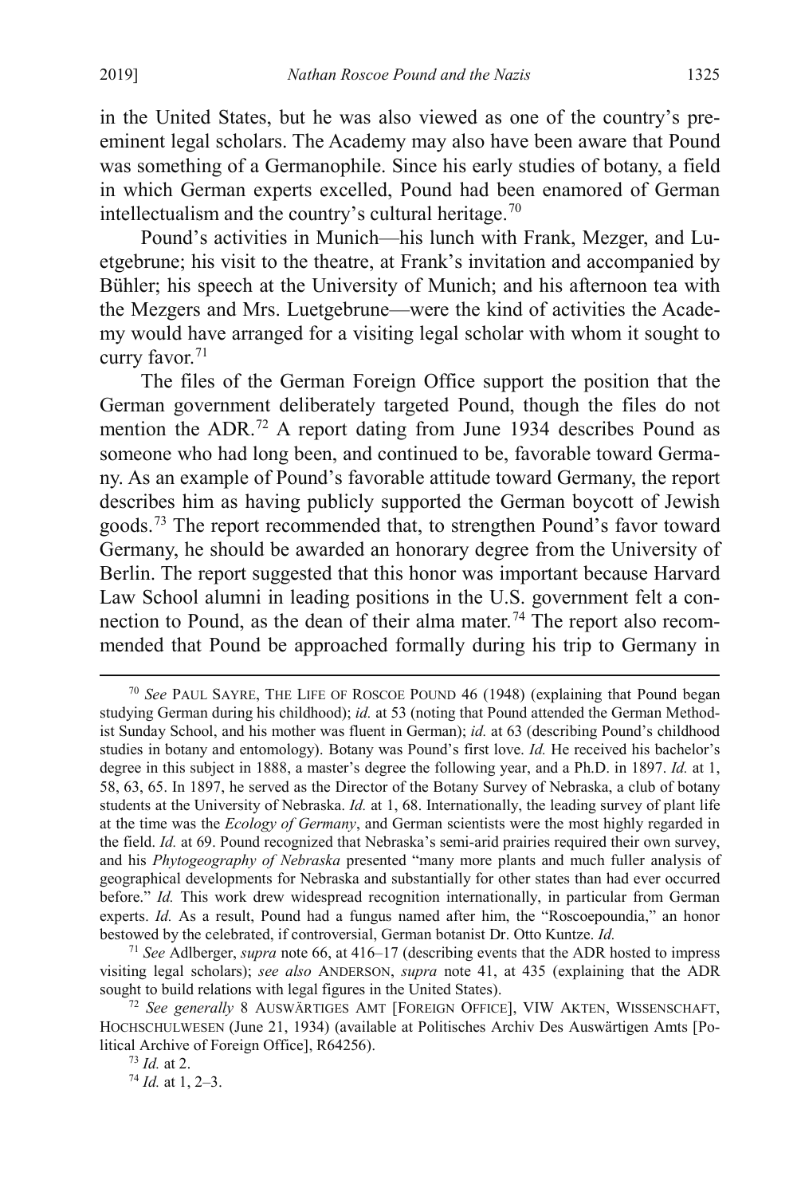in the United States, but he was also viewed as one of the country's preeminent legal scholars. The Academy may also have been aware that Pound was something of a Germanophile. Since his early studies of botany, a field in which German experts excelled, Pound had been enamored of German intellectualism and the country's cultural heritage.[70]

Pound's activities in Munich—his lunch with Frank, Mezger, and Luetgebrune; his visit to the theatre, at Frank's invitation and accompanied by Bühler; his speech at the University of Munich; and his afternoon tea with the Mezgers and Mrs. Luetgebrune—were the kind of activities the Academy would have arranged for a visiting legal scholar with whom it sought to curry favor.[71]

The files of the German Foreign Office support the position that the German government deliberately targeted Pound, though the files do not mention the ADR.[72] A report dating from June 1934 describes Pound as someone who had long been, and continued to be, favorable toward Germany. As an example of Pound's favorable attitude toward Germany, the report describes him as having publicly supported the German boycott of Jewish goods.[73] The report recommended that, to strengthen Pound's favor toward Germany, he should be awarded an honorary degree from the University of Berlin. The report suggested that this honor was important because Harvard Law School alumni in leading positions in the U.S. government felt a connection to Pound, as the dean of their alma mater.[74] The report also recommended that Pound be approached formally during his trip to Germany in

---

[70] *See* PAUL SAYRE, THE LIFE OF ROSCOE POUND 46 (1948) (explaining that Pound began studying German during his childhood); *id.* at 53 (noting that Pound attended the German Methodist Sunday School, and his mother was fluent in German); *id.* at 63 (describing Pound's childhood studies in botany and entomology). Botany was Pound's first love. *Id.* He received his bachelor's degree in this subject in 1888, a master's degree the following year, and a Ph.D. in 1897. *Id.* at 1, 58, 63, 65. In 1897, he served as the Director of the Botany Survey of Nebraska, a club of botany students at the University of Nebraska. *Id.* at 1, 68. Internationally, the leading survey of plant life at the time was the *Ecology of Germany*, and German scientists were the most highly regarded in the field. *Id.* at 69. Pound recognized that Nebraska's semi-arid prairies required their own survey, and his *Phytogeography of Nebraska* presented "many more plants and much fuller analysis of geographical developments for Nebraska and substantially for other states than had ever occurred before." *Id.* This work drew widespread recognition internationally, in particular from German experts. *Id.* As a result, Pound had a fungus named after him, the "Roscoepoundia," an honor bestowed by the celebrated, if controversial, German botanist Dr. Otto Kuntze. *Id.*

[71] *See* Adlberger, *supra* note 66, at 416–17 (describing events that the ADR hosted to impress visiting legal scholars); *see also* ANDERSON, *supra* note 41, at 435 (explaining that the ADR sought to build relations with legal figures in the United States).

[72] *See generally* 8 AUSWÄRTIGES AMT [FOREIGN OFFICE], VIW AKTEN, WISSENSCHAFT, HOCHSCHULWESEN (June 21, 1934) (available at Politisches Archiv Des Auswärtigen Amts [Political Archive of Foreign Office], R64256).

[73] *Id.* at 2.

[74] *Id.* at 1, 2–3.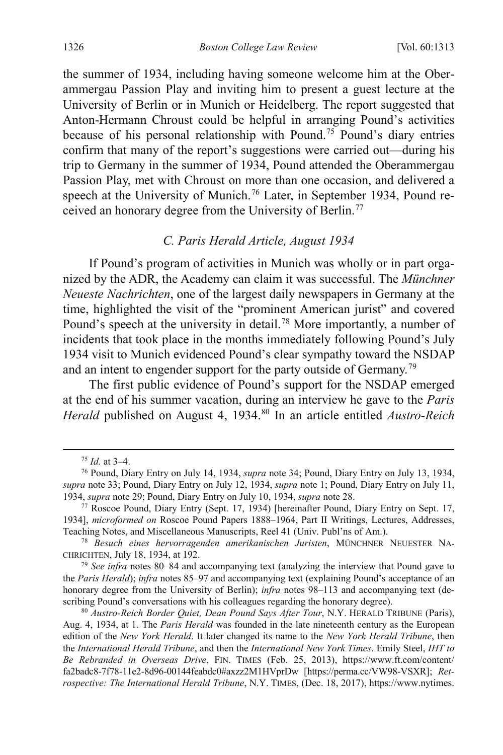the summer of 1934, including having someone welcome him at the Oberammergau Passion Play and inviting him to present a guest lecture at the University of Berlin or in Munich or Heidelberg. The report suggested that Anton-Hermann Chroust could be helpful in arranging Pound's activities because of his personal relationship with Pound.[75] Pound's diary entries confirm that many of the report's suggestions were carried out—during his trip to Germany in the summer of 1934, Pound attended the Oberammergau Passion Play, met with Chroust on more than one occasion, and delivered a speech at the University of Munich.[76] Later, in September 1934, Pound received an honorary degree from the University of Berlin.[77]

### *C. Paris Herald Article, August 1934*

If Pound's program of activities in Munich was wholly or in part organized by the ADR, the Academy can claim it was successful. The *Münchner Neueste Nachrichten*, one of the largest daily newspapers in Germany at the time, highlighted the visit of the "prominent American jurist" and covered Pound's speech at the university in detail.[78] More importantly, a number of incidents that took place in the months immediately following Pound's July 1934 visit to Munich evidenced Pound's clear sympathy toward the NSDAP and an intent to engender support for the party outside of Germany.[79]

The first public evidence of Pound's support for the NSDAP emerged at the end of his summer vacation, during an interview he gave to the *Paris Herald* published on August 4, 1934.[80] In an article entitled *Austro-Reich*

---

[75] *Id.* at 3–4.

[76] Pound, Diary Entry on July 14, 1934, *supra* note 34; Pound, Diary Entry on July 13, 1934, *supra* note 33; Pound, Diary Entry on July 12, 1934, *supra* note 1; Pound, Diary Entry on July 11, 1934, *supra* note 29; Pound, Diary Entry on July 10, 1934, *supra* note 28.

[77] Roscoe Pound, Diary Entry (Sept. 17, 1934) [hereinafter Pound, Diary Entry on Sept. 17, 1934], *microformed on* Roscoe Pound Papers 1888–1964, Part II Writings, Lectures, Addresses, Teaching Notes, and Miscellaneous Manuscripts, Reel 41 (Univ. Publ'ns of Am.).

[78] *Besuch eines hervorragenden amerikanischen Juristen*, MÜNCHNER NEUESTER NACHRICHTEN, July 18, 1934, at 192.

[79] *See infra* notes 80–84 and accompanying text (analyzing the interview that Pound gave to the *Paris Herald*); *infra* notes 85–97 and accompanying text (explaining Pound's acceptance of an honorary degree from the University of Berlin); *infra* notes 98–113 and accompanying text (describing Pound's conversations with his colleagues regarding the honorary degree).

[80] *Austro-Reich Border Quiet, Dean Pound Says After Tour*, N.Y. HERALD TRIBUNE (Paris), Aug. 4, 1934, at 1. The *Paris Herald* was founded in the late nineteenth century as the European edition of the *New York Herald*. It later changed its name to the *New York Herald Tribune*, then the *International Herald Tribune*, and then the *International New York Times*. Emily Steel, *IHT to Be Rebranded in Overseas Drive*, FIN. TIMES (Feb. 25, 2013), https://www.ft.com/content/fa2badc8-7f78-11e2-8d96-00144feabdc0#axzz2M1HVprDw [https://perma.cc/VW98-VSXR]; *Retrospective: The International Herald Tribune*, N.Y. TIMES, (Dec. 18, 2017), https://www.nytimes.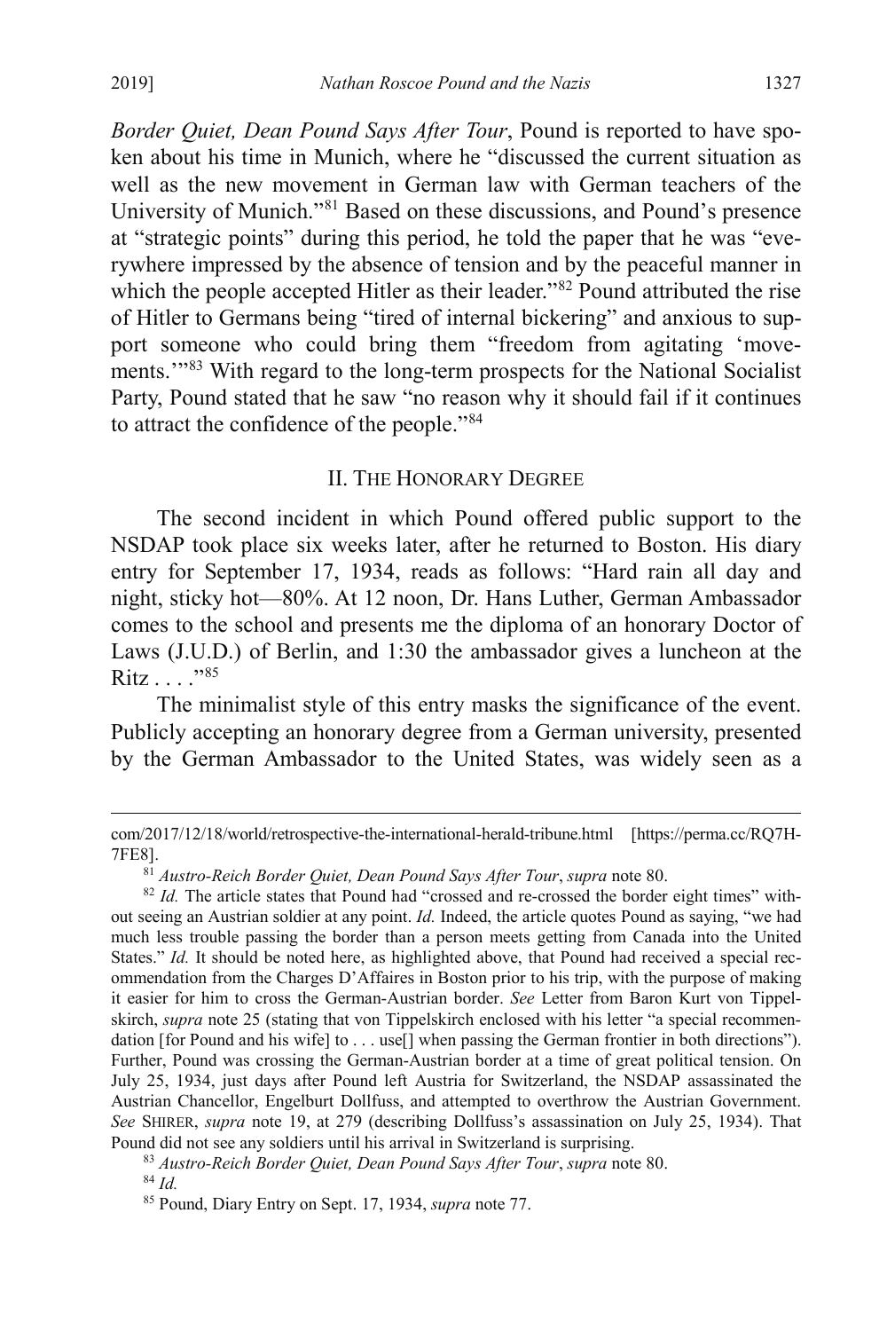*Border Quiet, Dean Pound Says After Tour*, Pound is reported to have spoken about his time in Munich, where he "discussed the current situation as well as the new movement in German law with German teachers of the University of Munich."[81] Based on these discussions, and Pound's presence at "strategic points" during this period, he told the paper that he was "everywhere impressed by the absence of tension and by the peaceful manner in which the people accepted Hitler as their leader."[82] Pound attributed the rise of Hitler to Germans being "tired of internal bickering" and anxious to support someone who could bring them "freedom from agitating 'movements.'"[83] With regard to the long-term prospects for the National Socialist Party, Pound stated that he saw "no reason why it should fail if it continues to attract the confidence of the people."[84]

## II. The Honorary Degree

The second incident in which Pound offered public support to the NSDAP took place six weeks later, after he returned to Boston. His diary entry for September 17, 1934, reads as follows: "Hard rain all day and night, sticky hot—80%. At 12 noon, Dr. Hans Luther, German Ambassador comes to the school and presents me the diploma of an honorary Doctor of Laws (J.U.D.) of Berlin, and 1:30 the ambassador gives a luncheon at the Ritz . . . ."[85]

The minimalist style of this entry masks the significance of the event. Publicly accepting an honorary degree from a German university, presented by the German Ambassador to the United States, was widely seen as a

---

com/2017/12/18/world/retrospective-the-international-herald-tribune.html [https://perma.cc/RQ7H-7FE8].

[81] *Austro-Reich Border Quiet, Dean Pound Says After Tour*, *supra* note 80.

[82] *Id.* The article states that Pound had "crossed and re-crossed the border eight times" without seeing an Austrian soldier at any point. *Id.* Indeed, the article quotes Pound as saying, "we had much less trouble passing the border than a person meets getting from Canada into the United States." *Id.* It should be noted here, as highlighted above, that Pound had received a special recommendation from the Charges D'Affaires in Boston prior to his trip, with the purpose of making it easier for him to cross the German-Austrian border. *See* Letter from Baron Kurt von Tippelskirch, *supra* note 25 (stating that von Tippelskirch enclosed with his letter "a special recommendation [for Pound and his wife] to . . . use[] when passing the German frontier in both directions"). Further, Pound was crossing the German-Austrian border at a time of great political tension. On July 25, 1934, just days after Pound left Austria for Switzerland, the NSDAP assassinated the Austrian Chancellor, Engelburt Dollfuss, and attempted to overthrow the Austrian Government. *See* SHIRER, *supra* note 19, at 279 (describing Dollfuss's assassination on July 25, 1934). That Pound did not see any soldiers until his arrival in Switzerland is surprising.

[83] *Austro-Reich Border Quiet, Dean Pound Says After Tour*, *supra* note 80.

[84] *Id.*

[85] Pound, Diary Entry on Sept. 17, 1934, *supra* note 77.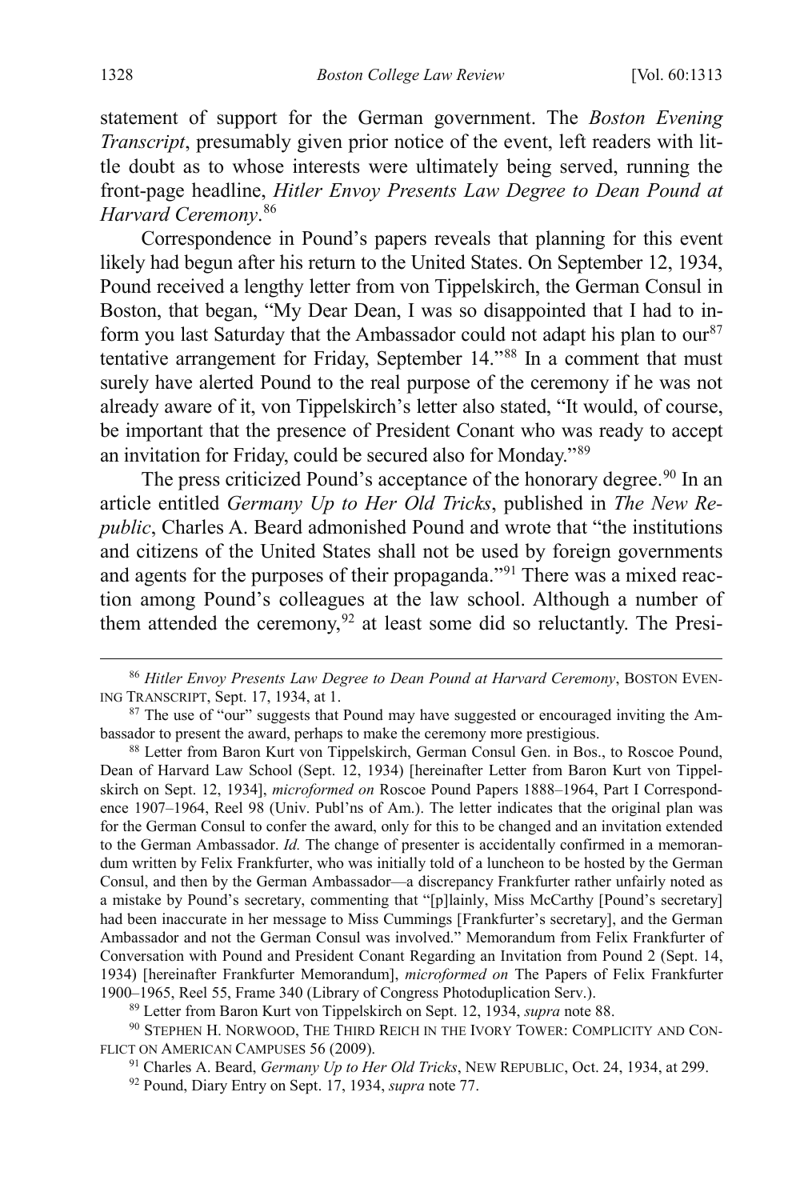statement of support for the German government. The *Boston Evening Transcript*, presumably given prior notice of the event, left readers with little doubt as to whose interests were ultimately being served, running the front-page headline, *Hitler Envoy Presents Law Degree to Dean Pound at Harvard Ceremony*.[86]

Correspondence in Pound's papers reveals that planning for this event likely had begun after his return to the United States. On September 12, 1934, Pound received a lengthy letter from von Tippelskirch, the German Consul in Boston, that began, "My Dear Dean, I was so disappointed that I had to inform you last Saturday that the Ambassador could not adapt his plan to our[87] tentative arrangement for Friday, September 14."[88] In a comment that must surely have alerted Pound to the real purpose of the ceremony if he was not already aware of it, von Tippelskirch's letter also stated, "It would, of course, be important that the presence of President Conant who was ready to accept an invitation for Friday, could be secured also for Monday."[89]

The press criticized Pound's acceptance of the honorary degree.[90] In an article entitled *Germany Up to Her Old Tricks*, published in *The New Republic*, Charles A. Beard admonished Pound and wrote that "the institutions and citizens of the United States shall not be used by foreign governments and agents for the purposes of their propaganda."[91] There was a mixed reaction among Pound's colleagues at the law school. Although a number of them attended the ceremony,[92] at least some did so reluctantly. The Presi-

---

[86] *Hitler Envoy Presents Law Degree to Dean Pound at Harvard Ceremony*, BOSTON EVENING TRANSCRIPT, Sept. 17, 1934, at 1.

[87] The use of "our" suggests that Pound may have suggested or encouraged inviting the Ambassador to present the award, perhaps to make the ceremony more prestigious.

[88] Letter from Baron Kurt von Tippelskirch, German Consul Gen. in Bos., to Roscoe Pound, Dean of Harvard Law School (Sept. 12, 1934) [hereinafter Letter from Baron Kurt von Tippelskirch on Sept. 12, 1934], *microformed on* Roscoe Pound Papers 1888–1964, Part I Correspondence 1907–1964, Reel 98 (Univ. Publ'ns of Am.). The letter indicates that the original plan was for the German Consul to confer the award, only for this to be changed and an invitation extended to the German Ambassador. *Id.* The change of presenter is accidentally confirmed in a memorandum written by Felix Frankfurter, who was initially told of a luncheon to be hosted by the German Consul, and then by the German Ambassador—a discrepancy Frankfurter rather unfairly noted as a mistake by Pound's secretary, commenting that "[p]lainly, Miss McCarthy [Pound's secretary] had been inaccurate in her message to Miss Cummings [Frankfurter's secretary], and the German Ambassador and not the German Consul was involved." Memorandum from Felix Frankfurter of Conversation with Pound and President Conant Regarding an Invitation from Pound 2 (Sept. 14, 1934) [hereinafter Frankfurter Memorandum], *microformed on* The Papers of Felix Frankfurter 1900–1965, Reel 55, Frame 340 (Library of Congress Photoduplication Serv.).

[89] Letter from Baron Kurt von Tippelskirch on Sept. 12, 1934, *supra* note 88.

[90] STEPHEN H. NORWOOD, THE THIRD REICH IN THE IVORY TOWER: COMPLICITY AND CONFLICT ON AMERICAN CAMPUSES 56 (2009).

[91] Charles A. Beard, *Germany Up to Her Old Tricks*, NEW REPUBLIC, Oct. 24, 1934, at 299.

[92] Pound, Diary Entry on Sept. 17, 1934, *supra* note 77.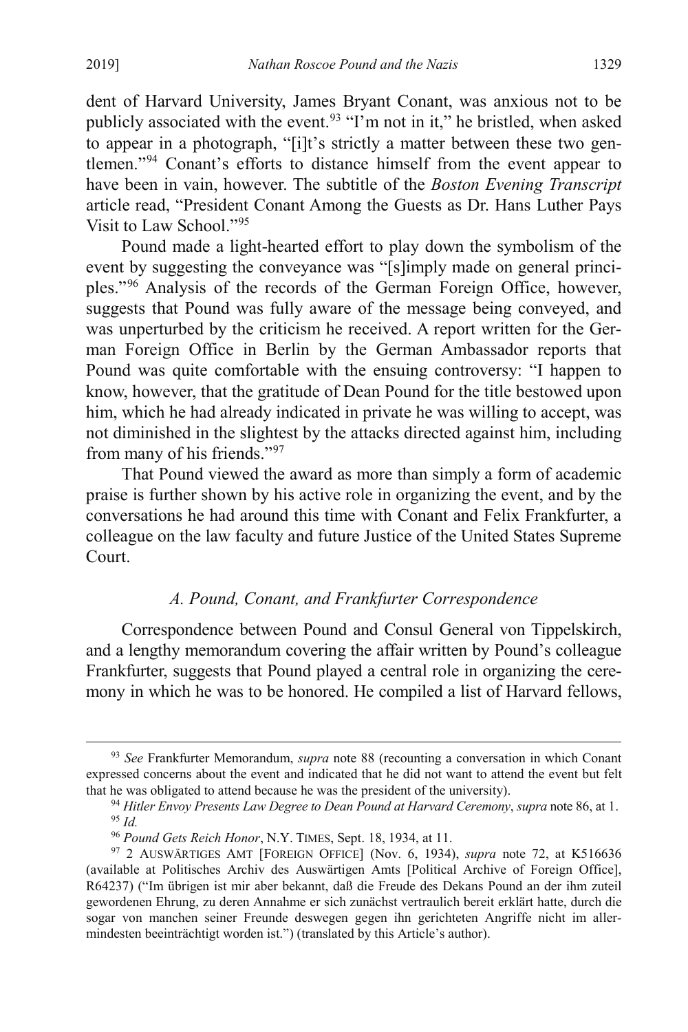dent of Harvard University, James Bryant Conant, was anxious not to be publicly associated with the event.[93] "I'm not in it," he bristled, when asked to appear in a photograph, "[i]t's strictly a matter between these two gentlemen."[94] Conant's efforts to distance himself from the event appear to have been in vain, however. The subtitle of the *Boston Evening Transcript* article read, "President Conant Among the Guests as Dr. Hans Luther Pays Visit to Law School."[95]

Pound made a light-hearted effort to play down the symbolism of the event by suggesting the conveyance was "[s]imply made on general principles."[96] Analysis of the records of the German Foreign Office, however, suggests that Pound was fully aware of the message being conveyed, and was unperturbed by the criticism he received. A report written for the German Foreign Office in Berlin by the German Ambassador reports that Pound was quite comfortable with the ensuing controversy: "I happen to know, however, that the gratitude of Dean Pound for the title bestowed upon him, which he had already indicated in private he was willing to accept, was not diminished in the slightest by the attacks directed against him, including from many of his friends."[97]

That Pound viewed the award as more than simply a form of academic praise is further shown by his active role in organizing the event, and by the conversations he had around this time with Conant and Felix Frankfurter, a colleague on the law faculty and future Justice of the United States Supreme Court.

### *A. Pound, Conant, and Frankfurter Correspondence*

Correspondence between Pound and Consul General von Tippelskirch, and a lengthy memorandum covering the affair written by Pound's colleague Frankfurter, suggests that Pound played a central role in organizing the ceremony in which he was to be honored. He compiled a list of Harvard fellows,

---

[93] *See* Frankfurter Memorandum, *supra* note 88 (recounting a conversation in which Conant expressed concerns about the event and indicated that he did not want to attend the event but felt that he was obligated to attend because he was the president of the university).

[94] *Hitler Envoy Presents Law Degree to Dean Pound at Harvard Ceremony*, *supra* note 86, at 1.

[95] *Id.*

[96] *Pound Gets Reich Honor*, N.Y. TIMES, Sept. 18, 1934, at 11.

[97] 2 AUSWÄRTIGES AMT [FOREIGN OFFICE] (Nov. 6, 1934), *supra* note 72, at K516636 (available at Politisches Archiv des Auswärtigen Amts [Political Archive of Foreign Office], R64237) ("Im übrigen ist mir aber bekannt, daß die Freude des Dekans Pound an der ihm zuteil gewordenen Ehrung, zu deren Annahme er sich zunächst vertraulich bereit erklärt hatte, durch die sogar von manchen seiner Freunde deswegen gegen ihn gerichteten Angriffe nicht im allermindesten beeinträchtigt worden ist.") (translated by this Article's author).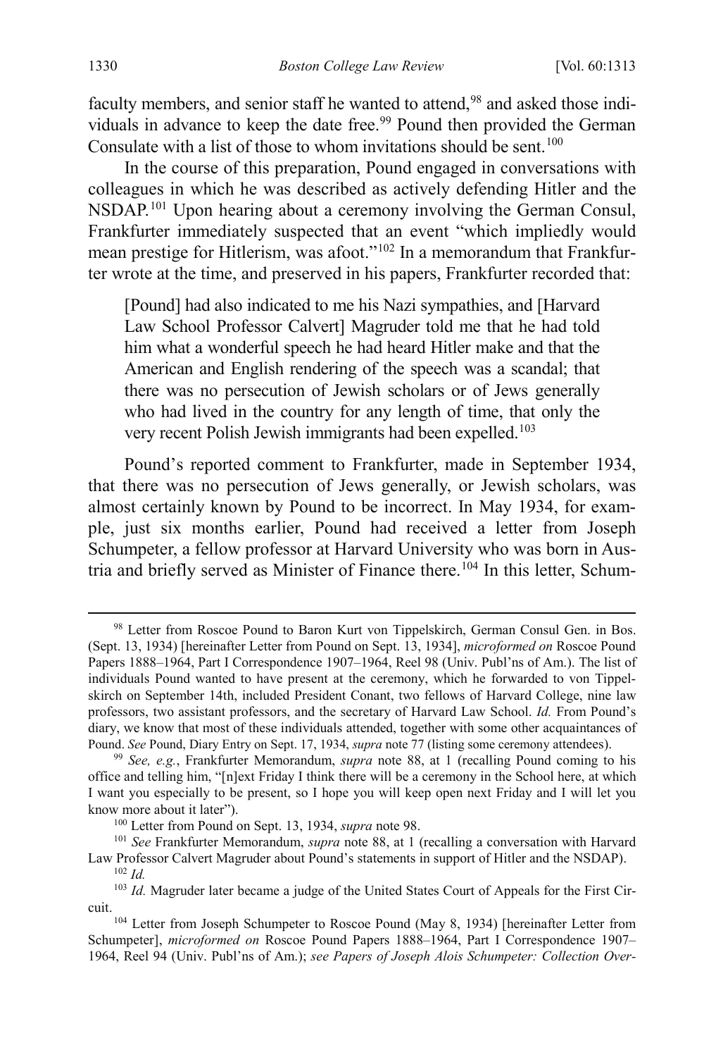faculty members, and senior staff he wanted to attend,[98] and asked those individuals in advance to keep the date free.[99] Pound then provided the German Consulate with a list of those to whom invitations should be sent.[100]

In the course of this preparation, Pound engaged in conversations with colleagues in which he was described as actively defending Hitler and the NSDAP.[101] Upon hearing about a ceremony involving the German Consul, Frankfurter immediately suspected that an event "which impliedly would mean prestige for Hitlerism, was afoot."[102] In a memorandum that Frankfurter wrote at the time, and preserved in his papers, Frankfurter recorded that:

> [Pound] had also indicated to me his Nazi sympathies, and [Harvard Law School Professor Calvert] Magruder told me that he had told him what a wonderful speech he had heard Hitler make and that the American and English rendering of the speech was a scandal; that there was no persecution of Jewish scholars or of Jews generally who had lived in the country for any length of time, that only the very recent Polish Jewish immigrants had been expelled.[103]

Pound's reported comment to Frankfurter, made in September 1934, that there was no persecution of Jews generally, or Jewish scholars, was almost certainly known by Pound to be incorrect. In May 1934, for example, just six months earlier, Pound had received a letter from Joseph Schumpeter, a fellow professor at Harvard University who was born in Austria and briefly served as Minister of Finance there.[104] In this letter, Schum-

---

[98] Letter from Roscoe Pound to Baron Kurt von Tippelskirch, German Consul Gen. in Bos. (Sept. 13, 1934) [hereinafter Letter from Pound on Sept. 13, 1934], *microformed on* Roscoe Pound Papers 1888–1964, Part I Correspondence 1907–1964, Reel 98 (Univ. Publ'ns of Am.). The list of individuals Pound wanted to have present at the ceremony, which he forwarded to von Tippelskirch on September 14th, included President Conant, two fellows of Harvard College, nine law professors, two assistant professors, and the secretary of Harvard Law School. *Id.* From Pound's diary, we know that most of these individuals attended, together with some other acquaintances of Pound. *See* Pound, Diary Entry on Sept. 17, 1934, *supra* note 77 (listing some ceremony attendees).

[99] *See, e.g.*, Frankfurter Memorandum, *supra* note 88, at 1 (recalling Pound coming to his office and telling him, "[n]ext Friday I think there will be a ceremony in the School here, at which I want you especially to be present, so I hope you will keep open next Friday and I will let you know more about it later").

[100] Letter from Pound on Sept. 13, 1934, *supra* note 98.

[101] *See* Frankfurter Memorandum, *supra* note 88, at 1 (recalling a conversation with Harvard Law Professor Calvert Magruder about Pound's statements in support of Hitler and the NSDAP).

[102] *Id.*

[103] *Id.* Magruder later became a judge of the United States Court of Appeals for the First Circuit.

[104] Letter from Joseph Schumpeter to Roscoe Pound (May 8, 1934) [hereinafter Letter from Schumpeter], *microformed on* Roscoe Pound Papers 1888–1964, Part I Correspondence 1907–1964, Reel 94 (Univ. Publ'ns of Am.); *see Papers of Joseph Alois Schumpeter: Collection Over-*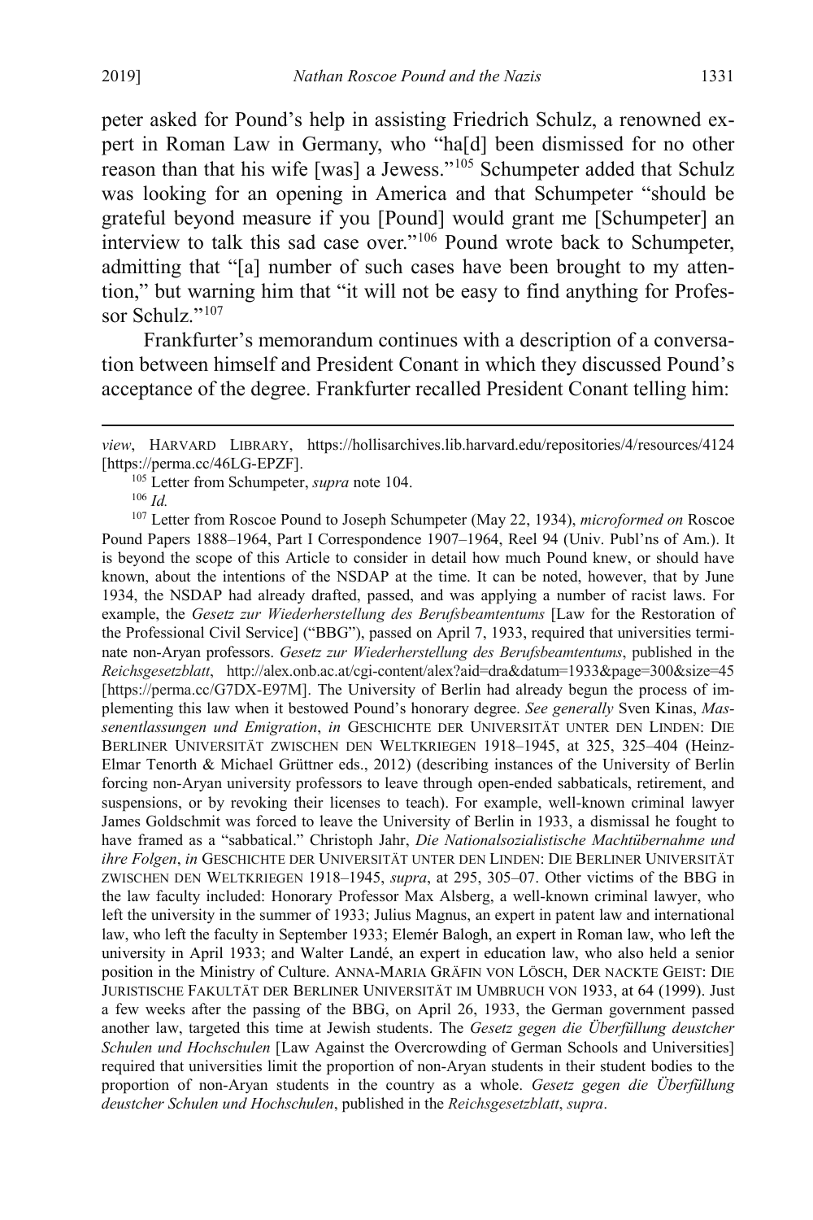peter asked for Pound's help in assisting Friedrich Schulz, a renowned expert in Roman Law in Germany, who "ha[d] been dismissed for no other reason than that his wife [was] a Jewess."[105] Schumpeter added that Schulz was looking for an opening in America and that Schumpeter "should be grateful beyond measure if you [Pound] would grant me [Schumpeter] an interview to talk this sad case over."[106] Pound wrote back to Schumpeter, admitting that "[a] number of such cases have been brought to my attention," but warning him that "it will not be easy to find anything for Professor Schulz."[107]

Frankfurter's memorandum continues with a description of a conversation between himself and President Conant in which they discussed Pound's acceptance of the degree. Frankfurter recalled President Conant telling him:

---

*view*, HARVARD LIBRARY, https://hollisarchives.lib.harvard.edu/repositories/4/resources/4124 [https://perma.cc/46LG-EPZF].

[105] Letter from Schumpeter, *supra* note 104.

[106] *Id.*

[107] Letter from Roscoe Pound to Joseph Schumpeter (May 22, 1934), *microformed on* Roscoe Pound Papers 1888–1964, Part I Correspondence 1907–1964, Reel 94 (Univ. Publ'ns of Am.). It is beyond the scope of this Article to consider in detail how much Pound knew, or should have known, about the intentions of the NSDAP at the time. It can be noted, however, that by June 1934, the NSDAP had already drafted, passed, and was applying a number of racist laws. For example, the *Gesetz zur Wiederherstellung des Berufsbeamtentums* [Law for the Restoration of the Professional Civil Service] ("BBG"), passed on April 7, 1933, required that universities terminate non-Aryan professors. *Gesetz zur Wiederherstellung des Berufsbeamtentums*, published in the *Reichsgesetzblatt*, http://alex.onb.ac.at/cgi-content/alex?aid=dra&datum=1933&page=300&size=45 [https://perma.cc/G7DX-E97M]. The University of Berlin had already begun the process of implementing this law when it bestowed Pound's honorary degree. *See generally* Sven Kinas, *Massenentlassungen und Emigration*, *in* GESCHICHTE DER UNIVERSITÄT UNTER DEN LINDEN: DIE BERLINER UNIVERSITÄT ZWISCHEN DEN WELTKRIEGEN 1918–1945, at 325, 325–404 (Heinz-Elmar Tenorth & Michael Grüttner eds., 2012) (describing instances of the University of Berlin forcing non-Aryan university professors to leave through open-ended sabbaticals, retirement, and suspensions, or by revoking their licenses to teach). For example, well-known criminal lawyer James Goldschmit was forced to leave the University of Berlin in 1933, a dismissal he fought to have framed as a "sabbatical." Christoph Jahr, *Die Nationalsozialistische Machtübernahme und ihre Folgen*, *in* GESCHICHTE DER UNIVERSITÄT UNTER DEN LINDEN: DIE BERLINER UNIVERSITÄT ZWISCHEN DEN WELTKRIEGEN 1918–1945, *supra*, at 295, 305–07. Other victims of the BBG in the law faculty included: Honorary Professor Max Alsberg, a well-known criminal lawyer, who left the university in the summer of 1933; Julius Magnus, an expert in patent law and international law, who left the faculty in September 1933; Elemér Balogh, an expert in Roman law, who left the university in April 1933; and Walter Landé, an expert in education law, who also held a senior position in the Ministry of Culture. ANNA-MARIA GRÄFIN VON LÖSCH, DER NACKTE GEIST: DIE JURISTISCHE FAKULTÄT DER BERLINER UNIVERSITÄT IM UMBRUCH VON 1933, at 64 (1999). Just a few weeks after the passing of the BBG, on April 26, 1933, the German government passed another law, targeted this time at Jewish students. The *Gesetz gegen die Überfüllung deustcher Schulen und Hochschulen* [Law Against the Overcrowding of German Schools and Universities] required that universities limit the proportion of non-Aryan students in their student bodies to the proportion of non-Aryan students in the country as a whole. *Gesetz gegen die Überfüllung deustcher Schulen und Hochschulen*, published in the *Reichsgesetzblatt*, *supra*.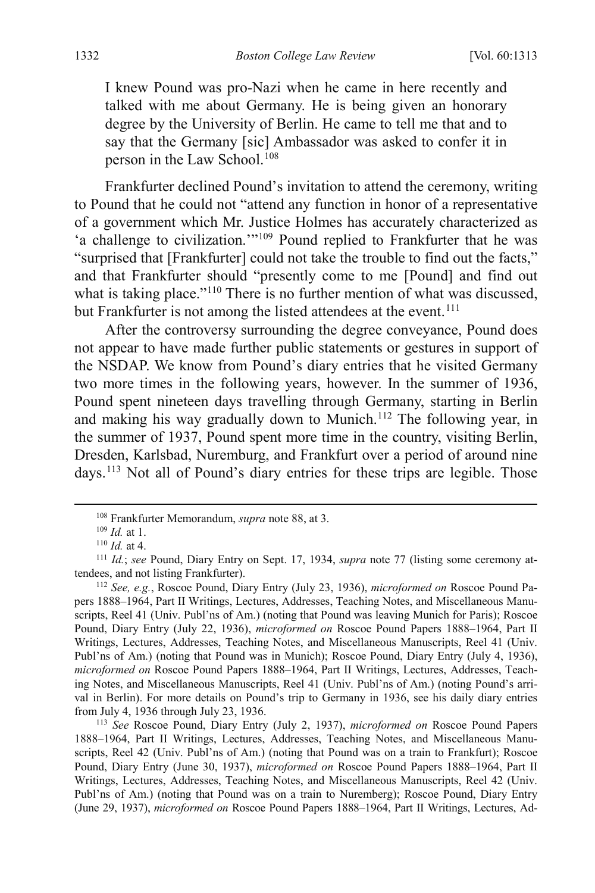> I knew Pound was pro-Nazi when he came in here recently and talked with me about Germany. He is being given an honorary degree by the University of Berlin. He came to tell me that and to say that the Germany [sic] Ambassador was asked to confer it in person in the Law School.[108]

Frankfurter declined Pound's invitation to attend the ceremony, writing to Pound that he could not "attend any function in honor of a representative of a government which Mr. Justice Holmes has accurately characterized as 'a challenge to civilization.'"[109] Pound replied to Frankfurter that he was "surprised that [Frankfurter] could not take the trouble to find out the facts," and that Frankfurter should "presently come to me [Pound] and find out what is taking place."[110] There is no further mention of what was discussed, but Frankfurter is not among the listed attendees at the event.[111]

After the controversy surrounding the degree conveyance, Pound does not appear to have made further public statements or gestures in support of the NSDAP. We know from Pound's diary entries that he visited Germany two more times in the following years, however. In the summer of 1936, Pound spent nineteen days travelling through Germany, starting in Berlin and making his way gradually down to Munich.[112] The following year, in the summer of 1937, Pound spent more time in the country, visiting Berlin, Dresden, Karlsbad, Nuremburg, and Frankfurt over a period of around nine days.[113] Not all of Pound's diary entries for these trips are legible. Those

---

[108] Frankfurter Memorandum, *supra* note 88, at 3.

[109] *Id.* at 1.

[110] *Id.* at 4.

[111] *Id.*; *see* Pound, Diary Entry on Sept. 17, 1934, *supra* note 77 (listing some ceremony attendees, and not listing Frankfurter).

[112] *See, e.g.*, Roscoe Pound, Diary Entry (July 23, 1936), *microformed on* Roscoe Pound Papers 1888–1964, Part II Writings, Lectures, Addresses, Teaching Notes, and Miscellaneous Manuscripts, Reel 41 (Univ. Publ'ns of Am.) (noting that Pound was leaving Munich for Paris); Roscoe Pound, Diary Entry (July 22, 1936), *microformed on* Roscoe Pound Papers 1888–1964, Part II Writings, Lectures, Addresses, Teaching Notes, and Miscellaneous Manuscripts, Reel 41 (Univ. Publ'ns of Am.) (noting that Pound was in Munich); Roscoe Pound, Diary Entry (July 4, 1936), *microformed on* Roscoe Pound Papers 1888–1964, Part II Writings, Lectures, Addresses, Teaching Notes, and Miscellaneous Manuscripts, Reel 41 (Univ. Publ'ns of Am.) (noting Pound's arrival in Berlin). For more details on Pound's trip to Germany in 1936, see his daily diary entries from July 4, 1936 through July 23, 1936.

[113] *See* Roscoe Pound, Diary Entry (July 2, 1937), *microformed on* Roscoe Pound Papers 1888–1964, Part II Writings, Lectures, Addresses, Teaching Notes, and Miscellaneous Manuscripts, Reel 42 (Univ. Publ'ns of Am.) (noting that Pound was on a train to Frankfurt); Roscoe Pound, Diary Entry (June 30, 1937), *microformed on* Roscoe Pound Papers 1888–1964, Part II Writings, Lectures, Addresses, Teaching Notes, and Miscellaneous Manuscripts, Reel 42 (Univ. Publ'ns of Am.) (noting that Pound was on a train to Nuremberg); Roscoe Pound, Diary Entry (June 29, 1937), *microformed on* Roscoe Pound Papers 1888–1964, Part II Writings, Lectures, Ad-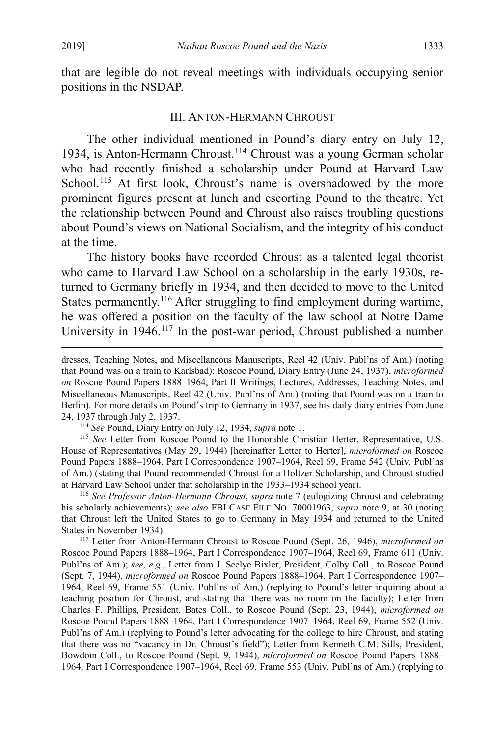that are legible do not reveal meetings with individuals occupying senior positions in the NSDAP.

## III. Anton-Hermann Chroust

The other individual mentioned in Pound's diary entry on July 12, 1934, is Anton-Hermann Chroust.[114] Chroust was a young German scholar who had recently finished a scholarship under Pound at Harvard Law School.[115] At first look, Chroust's name is overshadowed by the more prominent figures present at lunch and escorting Pound to the theatre. Yet the relationship between Pound and Chroust also raises troubling questions about Pound's views on National Socialism, and the integrity of his conduct at the time.

The history books have recorded Chroust as a talented legal theorist who came to Harvard Law School on a scholarship in the early 1930s, returned to Germany briefly in 1934, and then decided to move to the United States permanently.[116] After struggling to find employment during wartime, he was offered a position on the faculty of the law school at Notre Dame University in 1946.[117] In the post-war period, Chroust published a number

---

dresses, Teaching Notes, and Miscellaneous Manuscripts, Reel 42 (Univ. Publ'ns of Am.) (noting that Pound was on a train to Karlsbad); Roscoe Pound, Diary Entry (June 24, 1937), *microformed on* Roscoe Pound Papers 1888–1964, Part II Writings, Lectures, Addresses, Teaching Notes, and Miscellaneous Manuscripts, Reel 42 (Univ. Publ'ns of Am.) (noting that Pound was on a train to Berlin). For more details on Pound's trip to Germany in 1937, see his daily diary entries from June 24, 1937 through July 2, 1937.

[114] *See* Pound, Diary Entry on July 12, 1934, *supra* note 1.

[115] *See* Letter from Roscoe Pound to the Honorable Christian Herter, Representative, U.S. House of Representatives (May 29, 1944) [hereinafter Letter to Herter], *microformed on* Roscoe Pound Papers 1888–1964, Part I Correspondence 1907–1964, Reel 69, Frame 542 (Univ. Publ'ns of Am.) (stating that Pound recommended Chroust for a Holtzer Scholarship, and Chroust studied at Harvard Law School under that scholarship in the 1933–1934 school year).

[116] *See Professor Anton-Hermann Chroust*, *supra* note 7 (eulogizing Chroust and celebrating his scholarly achievements); *see also* FBI Case File No. 70001963, *supra* note 9, at 30 (noting that Chroust left the United States to go to Germany in May 1934 and returned to the United States in November 1934).

[117] Letter from Anton-Hermann Chroust to Roscoe Pound (Sept. 26, 1946), *microformed on* Roscoe Pound Papers 1888–1964, Part I Correspondence 1907–1964, Reel 69, Frame 611 (Univ. Publ'ns of Am.); *see, e.g.*, Letter from J. Seelye Bixler, President, Colby Coll., to Roscoe Pound (Sept. 7, 1944), *microformed on* Roscoe Pound Papers 1888–1964, Part I Correspondence 1907–1964, Reel 69, Frame 551 (Univ. Publ'ns of Am.) (replying to Pound's letter inquiring about a teaching position for Chroust, and stating that there was no room on the faculty); Letter from Charles F. Phillips, President, Bates Coll., to Roscoe Pound (Sept. 23, 1944), *microformed on* Roscoe Pound Papers 1888–1964, Part I Correspondence 1907–1964, Reel 69, Frame 552 (Univ. Publ'ns of Am.) (replying to Pound's letter advocating for the college to hire Chroust, and stating that there was no "vacancy in Dr. Chroust's field"); Letter from Kenneth C.M. Sills, President, Bowdoin Coll., to Roscoe Pound (Sept. 9, 1944), *microformed on* Roscoe Pound Papers 1888–1964, Part I Correspondence 1907–1964, Reel 69, Frame 553 (Univ. Publ'ns of Am.) (replying to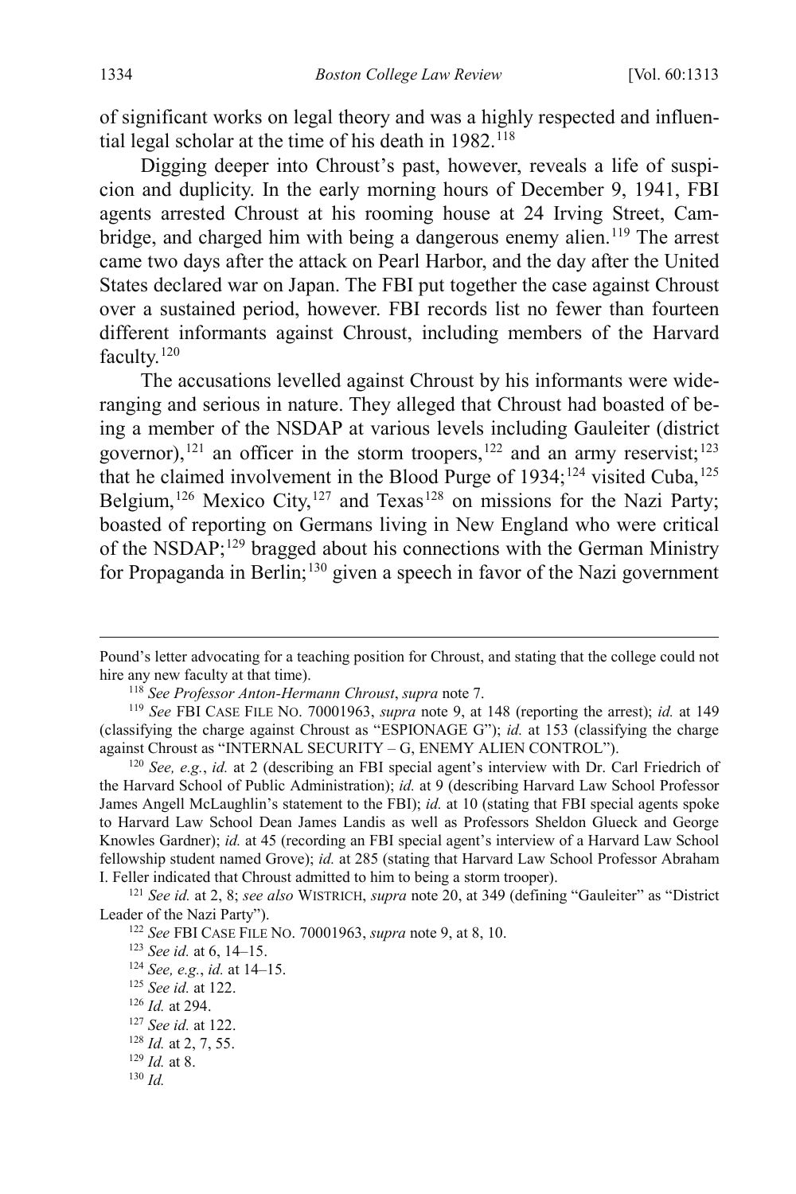of significant works on legal theory and was a highly respected and influential legal scholar at the time of his death in 1982.[118]

Digging deeper into Chroust's past, however, reveals a life of suspicion and duplicity. In the early morning hours of December 9, 1941, FBI agents arrested Chroust at his rooming house at 24 Irving Street, Cambridge, and charged him with being a dangerous enemy alien.[119] The arrest came two days after the attack on Pearl Harbor, and the day after the United States declared war on Japan. The FBI put together the case against Chroust over a sustained period, however. FBI records list no fewer than fourteen different informants against Chroust, including members of the Harvard faculty.[120]

The accusations levelled against Chroust by his informants were wide-ranging and serious in nature. They alleged that Chroust had boasted of being a member of the NSDAP at various levels including Gauleiter (district governor),[121] an officer in the storm troopers,[122] and an army reservist;[123] that he claimed involvement in the Blood Purge of 1934;[124] visited Cuba,[125] Belgium,[126] Mexico City,[127] and Texas[128] on missions for the Nazi Party; boasted of reporting on Germans living in New England who were critical of the NSDAP;[129] bragged about his connections with the German Ministry for Propaganda in Berlin;[130] given a speech in favor of the Nazi government

---

Pound's letter advocating for a teaching position for Chroust, and stating that the college could not hire any new faculty at that time).

[118] *See Professor Anton-Hermann Chroust*, *supra* note 7.

[119] *See* FBI CASE FILE NO. 70001963, *supra* note 9, at 148 (reporting the arrest); *id.* at 149 (classifying the charge against Chroust as "ESPIONAGE G"); *id.* at 153 (classifying the charge against Chroust as "INTERNAL SECURITY – G, ENEMY ALIEN CONTROL").

[120] *See, e.g.*, *id.* at 2 (describing an FBI special agent's interview with Dr. Carl Friedrich of the Harvard School of Public Administration); *id.* at 9 (describing Harvard Law School Professor James Angell McLaughlin's statement to the FBI); *id.* at 10 (stating that FBI special agents spoke to Harvard Law School Dean James Landis as well as Professors Sheldon Glueck and George Knowles Gardner); *id.* at 45 (recording an FBI special agent's interview of a Harvard Law School fellowship student named Grove); *id.* at 285 (stating that Harvard Law School Professor Abraham I. Feller indicated that Chroust admitted to him to being a storm trooper).

[121] *See id.* at 2, 8; *see also* WISTRICH, *supra* note 20, at 349 (defining "Gauleiter" as "District Leader of the Nazi Party").

[122] *See* FBI CASE FILE NO. 70001963, *supra* note 9, at 8, 10.

[123] *See id.* at 6, 14–15.

[124] *See, e.g.*, *id.* at 14–15.

[125] *See id.* at 122.

[126] *Id.* at 294.

[127] *See id.* at 122.

[128] *Id.* at 2, 7, 55.

[129] *Id.* at 8.

[130] *Id.*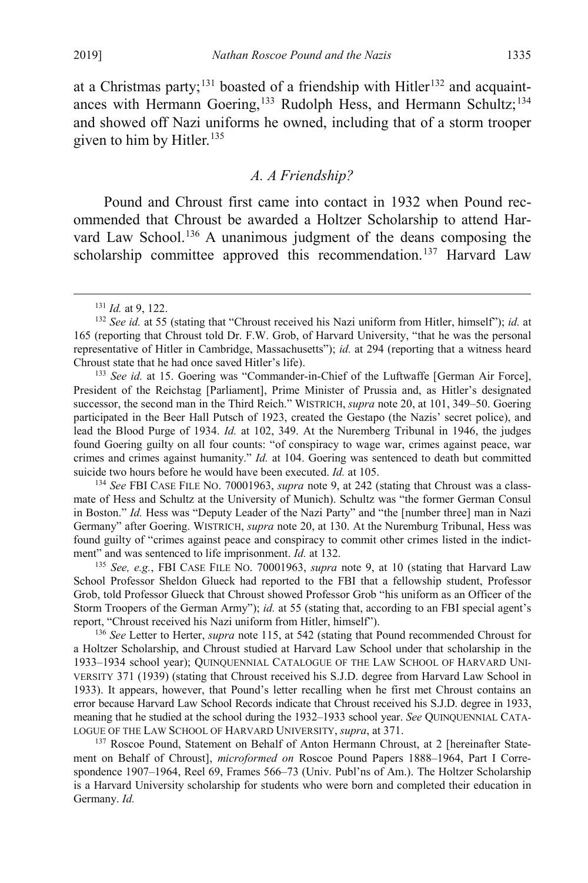at a Christmas party;[131] boasted of a friendship with Hitler[132] and acquaintances with Hermann Goering,[133] Rudolph Hess, and Hermann Schultz;[134] and showed off Nazi uniforms he owned, including that of a storm trooper given to him by Hitler.[135]

### *A. A Friendship?*

Pound and Chroust first came into contact in 1932 when Pound recommended that Chroust be awarded a Holtzer Scholarship to attend Harvard Law School.[136] A unanimous judgment of the deans composing the scholarship committee approved this recommendation.[137] Harvard Law

---

[131] *Id.* at 9, 122.

[132] *See id.* at 55 (stating that "Chroust received his Nazi uniform from Hitler, himself"); *id.* at 165 (reporting that Chroust told Dr. F.W. Grob, of Harvard University, "that he was the personal representative of Hitler in Cambridge, Massachusetts"); *id.* at 294 (reporting that a witness heard Chroust state that he had once saved Hitler's life).

[133] *See id.* at 15. Goering was "Commander-in-Chief of the Luftwaffe [German Air Force], President of the Reichstag [Parliament], Prime Minister of Prussia and, as Hitler's designated successor, the second man in the Third Reich." WISTRICH, *supra* note 20, at 101, 349–50. Goering participated in the Beer Hall Putsch of 1923, created the Gestapo (the Nazis' secret police), and lead the Blood Purge of 1934. *Id.* at 102, 349. At the Nuremberg Tribunal in 1946, the judges found Goering guilty on all four counts: "of conspiracy to wage war, crimes against peace, war crimes and crimes against humanity." *Id.* at 104. Goering was sentenced to death but committed suicide two hours before he would have been executed. *Id.* at 105.

[134] *See* FBI CASE FILE NO. 70001963, *supra* note 9, at 242 (stating that Chroust was a classmate of Hess and Schultz at the University of Munich). Schultz was "the former German Consul in Boston." *Id.* Hess was "Deputy Leader of the Nazi Party" and "the [number three] man in Nazi Germany" after Goering. WISTRICH, *supra* note 20, at 130. At the Nuremburg Tribunal, Hess was found guilty of "crimes against peace and conspiracy to commit other crimes listed in the indictment" and was sentenced to life imprisonment. *Id.* at 132.

[135] *See, e.g.*, FBI CASE FILE NO. 70001963, *supra* note 9, at 10 (stating that Harvard Law School Professor Sheldon Glueck had reported to the FBI that a fellowship student, Professor Grob, told Professor Glueck that Chroust showed Professor Grob "his uniform as an Officer of the Storm Troopers of the German Army"); *id.* at 55 (stating that, according to an FBI special agent's report, "Chroust received his Nazi uniform from Hitler, himself").

[136] *See* Letter to Herter, *supra* note 115, at 542 (stating that Pound recommended Chroust for a Holtzer Scholarship, and Chroust studied at Harvard Law School under that scholarship in the 1933–1934 school year); QUINQUENNIAL CATALOGUE OF THE LAW SCHOOL OF HARVARD UNIVERSITY 371 (1939) (stating that Chroust received his S.J.D. degree from Harvard Law School in 1933). It appears, however, that Pound's letter recalling when he first met Chroust contains an error because Harvard Law School Records indicate that Chroust received his S.J.D. degree in 1933, meaning that he studied at the school during the 1932–1933 school year. *See* QUINQUENNIAL CATALOGUE OF THE LAW SCHOOL OF HARVARD UNIVERSITY, *supra*, at 371.

[137] Roscoe Pound, Statement on Behalf of Anton Hermann Chroust, at 2 [hereinafter Statement on Behalf of Chroust], *microformed on* Roscoe Pound Papers 1888–1964, Part I Correspondence 1907–1964, Reel 69, Frames 566–73 (Univ. Publ'ns of Am.). The Holtzer Scholarship is a Harvard University scholarship for students who were born and completed their education in Germany. *Id.*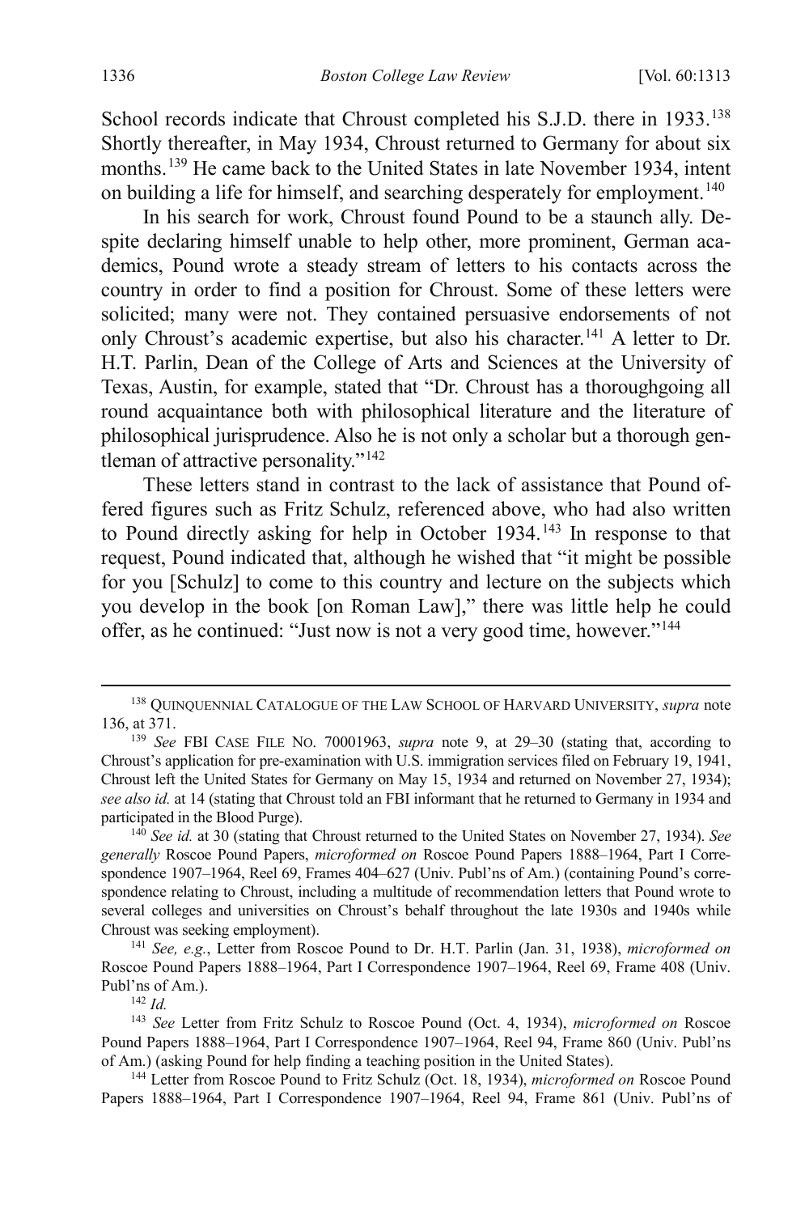School records indicate that Chroust completed his S.J.D. there in 1933.[138] Shortly thereafter, in May 1934, Chroust returned to Germany for about six months.[139] He came back to the United States in late November 1934, intent on building a life for himself, and searching desperately for employment.[140]

In his search for work, Chroust found Pound to be a staunch ally. Despite declaring himself unable to help other, more prominent, German academics, Pound wrote a steady stream of letters to his contacts across the country in order to find a position for Chroust. Some of these letters were solicited; many were not. They contained persuasive endorsements of not only Chroust's academic expertise, but also his character.[141] A letter to Dr. H.T. Parlin, Dean of the College of Arts and Sciences at the University of Texas, Austin, for example, stated that "Dr. Chroust has a thoroughgoing all round acquaintance both with philosophical literature and the literature of philosophical jurisprudence. Also he is not only a scholar but a thorough gentleman of attractive personality."[142]

These letters stand in contrast to the lack of assistance that Pound offered figures such as Fritz Schulz, referenced above, who had also written to Pound directly asking for help in October 1934.[143] In response to that request, Pound indicated that, although he wished that "it might be possible for you [Schulz] to come to this country and lecture on the subjects which you develop in the book [on Roman Law]," there was little help he could offer, as he continued: "Just now is not a very good time, however."[144]

---

[138] QUINQUENNIAL CATALOGUE OF THE LAW SCHOOL OF HARVARD UNIVERSITY, *supra* note 136, at 371.

[139] *See* FBI CASE FILE NO. 70001963, *supra* note 9, at 29–30 (stating that, according to Chroust's application for pre-examination with U.S. immigration services filed on February 19, 1941, Chroust left the United States for Germany on May 15, 1934 and returned on November 27, 1934); *see also id.* at 14 (stating that Chroust told an FBI informant that he returned to Germany in 1934 and participated in the Blood Purge).

[140] *See id.* at 30 (stating that Chroust returned to the United States on November 27, 1934). *See generally* Roscoe Pound Papers, *microformed on* Roscoe Pound Papers 1888–1964, Part I Correspondence 1907–1964, Reel 69, Frames 404–627 (Univ. Publ'ns of Am.) (containing Pound's correspondence relating to Chroust, including a multitude of recommendation letters that Pound wrote to several colleges and universities on Chroust's behalf throughout the late 1930s and 1940s while Chroust was seeking employment).

[141] *See, e.g.*, Letter from Roscoe Pound to Dr. H.T. Parlin (Jan. 31, 1938), *microformed on* Roscoe Pound Papers 1888–1964, Part I Correspondence 1907–1964, Reel 69, Frame 408 (Univ. Publ'ns of Am.).

[142] *Id.*

[143] *See* Letter from Fritz Schulz to Roscoe Pound (Oct. 4, 1934), *microformed on* Roscoe Pound Papers 1888–1964, Part I Correspondence 1907–1964, Reel 94, Frame 860 (Univ. Publ'ns of Am.) (asking Pound for help finding a teaching position in the United States).

[144] Letter from Roscoe Pound to Fritz Schulz (Oct. 18, 1934), *microformed on* Roscoe Pound Papers 1888–1964, Part I Correspondence 1907–1964, Reel 94, Frame 861 (Univ. Publ'ns of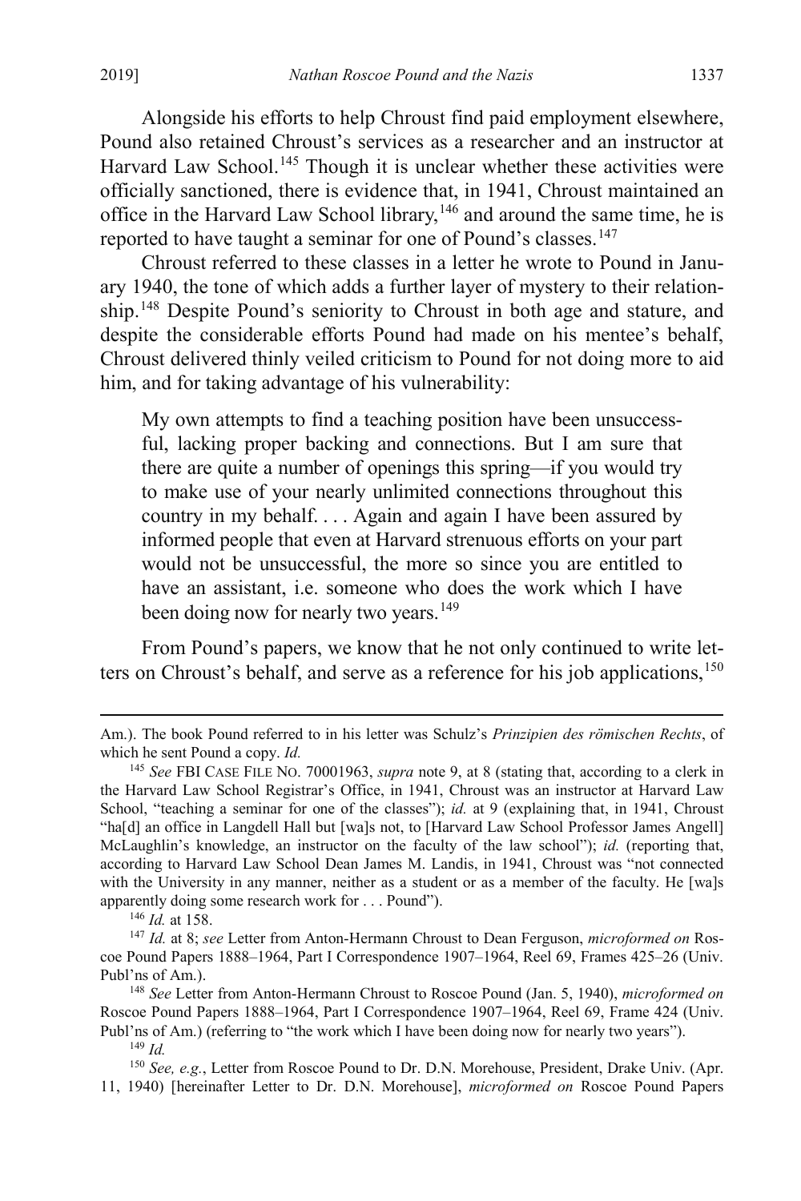Alongside his efforts to help Chroust find paid employment elsewhere, Pound also retained Chroust's services as a researcher and an instructor at Harvard Law School.[145] Though it is unclear whether these activities were officially sanctioned, there is evidence that, in 1941, Chroust maintained an office in the Harvard Law School library,[146] and around the same time, he is reported to have taught a seminar for one of Pound's classes.[147]

Chroust referred to these classes in a letter he wrote to Pound in January 1940, the tone of which adds a further layer of mystery to their relationship.[148] Despite Pound's seniority to Chroust in both age and stature, and despite the considerable efforts Pound had made on his mentee's behalf, Chroust delivered thinly veiled criticism to Pound for not doing more to aid him, and for taking advantage of his vulnerability:

> My own attempts to find a teaching position have been unsuccessful, lacking proper backing and connections. But I am sure that there are quite a number of openings this spring—if you would try to make use of your nearly unlimited connections throughout this country in my behalf. . . . Again and again I have been assured by informed people that even at Harvard strenuous efforts on your part would not be unsuccessful, the more so since you are entitled to have an assistant, i.e. someone who does the work which I have been doing now for nearly two years.[149]

From Pound's papers, we know that he not only continued to write letters on Chroust's behalf, and serve as a reference for his job applications,[150]

---

Am.). The book Pound referred to in his letter was Schulz's *Prinzipien des römischen Rechts*, of which he sent Pound a copy. *Id.*

[145] *See* FBI CASE FILE NO. 70001963, *supra* note 9, at 8 (stating that, according to a clerk in the Harvard Law School Registrar's Office, in 1941, Chroust was an instructor at Harvard Law School, "teaching a seminar for one of the classes"); *id.* at 9 (explaining that, in 1941, Chroust "ha[d] an office in Langdell Hall but [wa]s not, to [Harvard Law School Professor James Angell] McLaughlin's knowledge, an instructor on the faculty of the law school"); *id.* (reporting that, according to Harvard Law School Dean James M. Landis, in 1941, Chroust was "not connected with the University in any manner, neither as a student or as a member of the faculty. He [wa]s apparently doing some research work for . . . Pound").

[146] *Id.* at 158.

[147] *Id.* at 8; *see* Letter from Anton-Hermann Chroust to Dean Ferguson, *microformed on* Roscoe Pound Papers 1888–1964, Part I Correspondence 1907–1964, Reel 69, Frames 425–26 (Univ. Publ'ns of Am.).

[148] *See* Letter from Anton-Hermann Chroust to Roscoe Pound (Jan. 5, 1940), *microformed on* Roscoe Pound Papers 1888–1964, Part I Correspondence 1907–1964, Reel 69, Frame 424 (Univ. Publ'ns of Am.) (referring to "the work which I have been doing now for nearly two years").

[149] *Id.*

[150] *See, e.g.*, Letter from Roscoe Pound to Dr. D.N. Morehouse, President, Drake Univ. (Apr. 11, 1940) [hereinafter Letter to Dr. D.N. Morehouse], *microformed on* Roscoe Pound Papers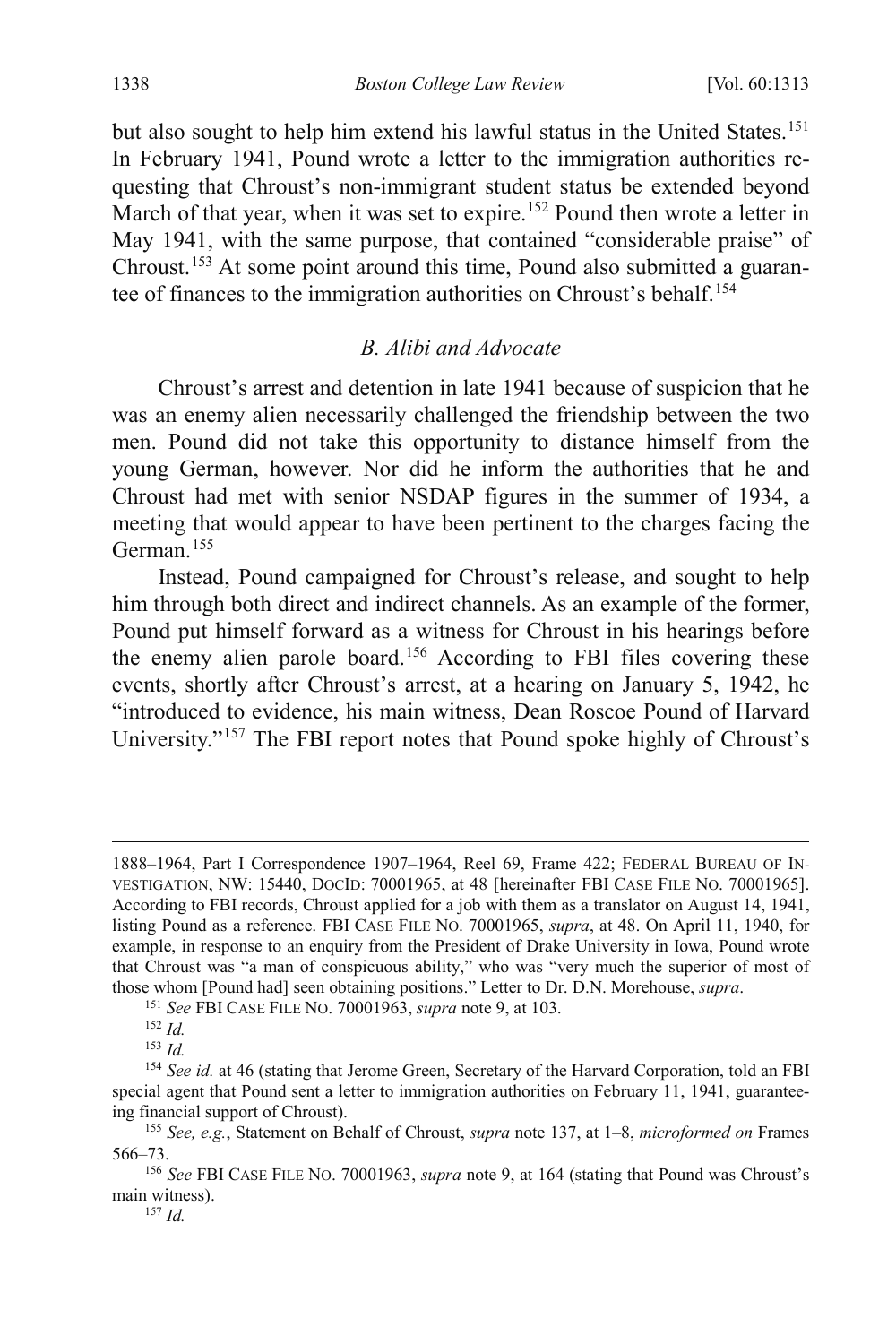but also sought to help him extend his lawful status in the United States.[151] In February 1941, Pound wrote a letter to the immigration authorities requesting that Chroust's non-immigrant student status be extended beyond March of that year, when it was set to expire.[152] Pound then wrote a letter in May 1941, with the same purpose, that contained "considerable praise" of Chroust.[153] At some point around this time, Pound also submitted a guarantee of finances to the immigration authorities on Chroust's behalf.[154]

### *B. Alibi and Advocate*

Chroust's arrest and detention in late 1941 because of suspicion that he was an enemy alien necessarily challenged the friendship between the two men. Pound did not take this opportunity to distance himself from the young German, however. Nor did he inform the authorities that he and Chroust had met with senior NSDAP figures in the summer of 1934, a meeting that would appear to have been pertinent to the charges facing the German.[155]

Instead, Pound campaigned for Chroust's release, and sought to help him through both direct and indirect channels. As an example of the former, Pound put himself forward as a witness for Chroust in his hearings before the enemy alien parole board.[156] According to FBI files covering these events, shortly after Chroust's arrest, at a hearing on January 5, 1942, he "introduced to evidence, his main witness, Dean Roscoe Pound of Harvard University."[157] The FBI report notes that Pound spoke highly of Chroust's

---

1888–1964, Part I Correspondence 1907–1964, Reel 69, Frame 422; FEDERAL BUREAU OF INVESTIGATION, NW: 15440, DOCID: 70001965, at 48 [hereinafter FBI CASE FILE NO. 70001965]. According to FBI records, Chroust applied for a job with them as a translator on August 14, 1941, listing Pound as a reference. FBI CASE FILE NO. 70001965, *supra*, at 48. On April 11, 1940, for example, in response to an enquiry from the President of Drake University in Iowa, Pound wrote that Chroust was "a man of conspicuous ability," who was "very much the superior of most of those whom [Pound had] seen obtaining positions." Letter to Dr. D.N. Morehouse, *supra*.

[151] *See* FBI CASE FILE NO. 70001963, *supra* note 9, at 103.

[152] *Id.*

[153] *Id.*

[154] *See id.* at 46 (stating that Jerome Green, Secretary of the Harvard Corporation, told an FBI special agent that Pound sent a letter to immigration authorities on February 11, 1941, guaranteeing financial support of Chroust).

[155] *See, e.g.*, Statement on Behalf of Chroust, *supra* note 137, at 1–8, *microformed on* Frames 566–73.

[156] *See* FBI CASE FILE NO. 70001963, *supra* note 9, at 164 (stating that Pound was Chroust's main witness).

[157] *Id.*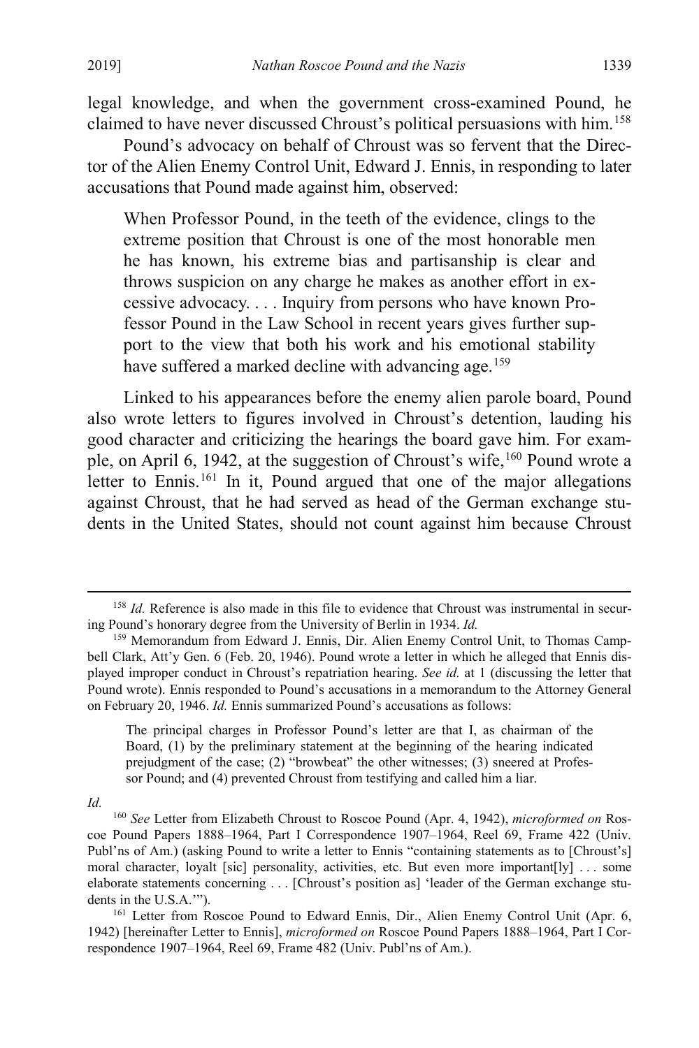legal knowledge, and when the government cross-examined Pound, he claimed to have never discussed Chroust's political persuasions with him.[158]

Pound's advocacy on behalf of Chroust was so fervent that the Director of the Alien Enemy Control Unit, Edward J. Ennis, in responding to later accusations that Pound made against him, observed:

> When Professor Pound, in the teeth of the evidence, clings to the extreme position that Chroust is one of the most honorable men he has known, his extreme bias and partisanship is clear and throws suspicion on any charge he makes as another effort in excessive advocacy. . . . Inquiry from persons who have known Professor Pound in the Law School in recent years gives further support to the view that both his work and his emotional stability have suffered a marked decline with advancing age.[159]

Linked to his appearances before the enemy alien parole board, Pound also wrote letters to figures involved in Chroust's detention, lauding his good character and criticizing the hearings the board gave him. For example, on April 6, 1942, at the suggestion of Chroust's wife,[160] Pound wrote a letter to Ennis.[161] In it, Pound argued that one of the major allegations against Chroust, that he had served as head of the German exchange students in the United States, should not count against him because Chroust

---

[158] *Id.* Reference is also made in this file to evidence that Chroust was instrumental in securing Pound's honorary degree from the University of Berlin in 1934. *Id.*

[159] Memorandum from Edward J. Ennis, Dir. Alien Enemy Control Unit, to Thomas Campbell Clark, Att'y Gen. 6 (Feb. 20, 1946). Pound wrote a letter in which he alleged that Ennis displayed improper conduct in Chroust's repatriation hearing. *See id.* at 1 (discussing the letter that Pound wrote). Ennis responded to Pound's accusations in a memorandum to the Attorney General on February 20, 1946. *Id.* Ennis summarized Pound's accusations as follows:

> The principal charges in Professor Pound's letter are that I, as chairman of the Board, (1) by the preliminary statement at the beginning of the hearing indicated prejudgment of the case; (2) "browbeat" the other witnesses; (3) sneered at Professor Pound; and (4) prevented Chroust from testifying and called him a liar.

*Id.*

[160] *See* Letter from Elizabeth Chroust to Roscoe Pound (Apr. 4, 1942), *microformed on* Roscoe Pound Papers 1888–1964, Part I Correspondence 1907–1964, Reel 69, Frame 422 (Univ. Publ'ns of Am.) (asking Pound to write a letter to Ennis "containing statements as to [Chroust's] moral character, loyalt [sic] personality, activities, etc. But even more important[ly] . . . some elaborate statements concerning . . . [Chroust's position as] 'leader of the German exchange students in the U.S.A.'").

[161] Letter from Roscoe Pound to Edward Ennis, Dir., Alien Enemy Control Unit (Apr. 6, 1942) [hereinafter Letter to Ennis], *microformed on* Roscoe Pound Papers 1888–1964, Part I Correspondence 1907–1964, Reel 69, Frame 482 (Univ. Publ'ns of Am.).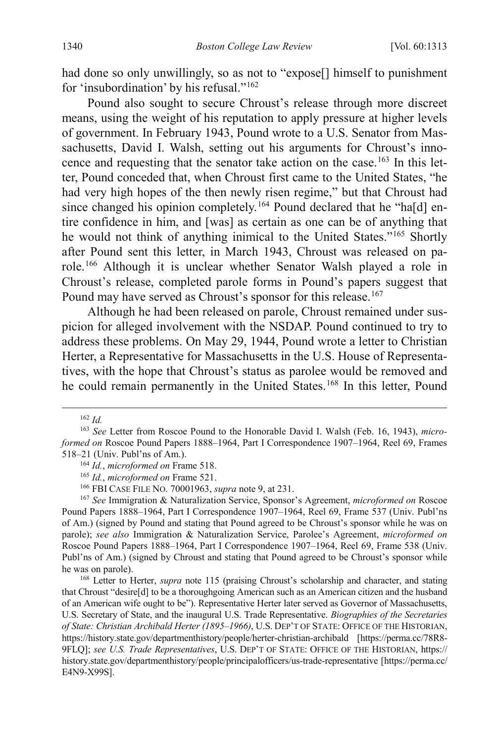had done so only unwillingly, so as not to "expose[] himself to punishment for 'insubordination' by his refusal."[162]

Pound also sought to secure Chroust's release through more discreet means, using the weight of his reputation to apply pressure at higher levels of government. In February 1943, Pound wrote to a U.S. Senator from Massachusetts, David I. Walsh, setting out his arguments for Chroust's innocence and requesting that the senator take action on the case.[163] In this letter, Pound conceded that, when Chroust first came to the United States, "he had very high hopes of the then newly risen regime," but that Chroust had since changed his opinion completely.[164] Pound declared that he "ha[d] entire confidence in him, and [was] as certain as one can be of anything that he would not think of anything inimical to the United States."[165] Shortly after Pound sent this letter, in March 1943, Chroust was released on parole.[166] Although it is unclear whether Senator Walsh played a role in Chroust's release, completed parole forms in Pound's papers suggest that Pound may have served as Chroust's sponsor for this release.[167]

Although he had been released on parole, Chroust remained under suspicion for alleged involvement with the NSDAP. Pound continued to try to address these problems. On May 29, 1944, Pound wrote a letter to Christian Herter, a Representative for Massachusetts in the U.S. House of Representatives, with the hope that Chroust's status as parolee would be removed and he could remain permanently in the United States.[168] In this letter, Pound

---

[162] *Id.*

[163] *See* Letter from Roscoe Pound to the Honorable David I. Walsh (Feb. 16, 1943), *microformed on* Roscoe Pound Papers 1888–1964, Part I Correspondence 1907–1964, Reel 69, Frames 518–21 (Univ. Publ'ns of Am.).

[164] *Id.*, *microformed on* Frame 518.

[165] *Id.*, *microformed on* Frame 521.

[166] FBI CASE FILE NO. 70001963, *supra* note 9, at 231.

[167] *See* Immigration & Naturalization Service, Sponsor's Agreement, *microformed on* Roscoe Pound Papers 1888–1964, Part I Correspondence 1907–1964, Reel 69, Frame 537 (Univ. Publ'ns of Am.) (signed by Pound and stating that Pound agreed to be Chroust's sponsor while he was on parole); *see also* Immigration & Naturalization Service, Parolee's Agreement, *microformed on* Roscoe Pound Papers 1888–1964, Part I Correspondence 1907–1964, Reel 69, Frame 538 (Univ. Publ'ns of Am.) (signed by Chroust and stating that Pound agreed to be Chroust's sponsor while he was on parole).

[168] Letter to Herter, *supra* note 115 (praising Chroust's scholarship and character, and stating that Chroust "desire[d] to be a thoroughgoing American such as an American citizen and the husband of an American wife ought to be"). Representative Herter later served as Governor of Massachusetts, U.S. Secretary of State, and the inaugural U.S. Trade Representative. *Biographies of the Secretaries of State: Christian Archibald Herter (1895–1966)*, U.S. DEP'T OF STATE: OFFICE OF THE HISTORIAN, https://history.state.gov/departmenthistory/people/herter-christian-archibald [https://perma.cc/78R8-9FLQ]; *see U.S. Trade Representatives*, U.S. DEP'T OF STATE: OFFICE OF THE HISTORIAN, https://history.state.gov/departmenthistory/people/principalofficers/us-trade-representative [https://perma.cc/E4N9-X99S].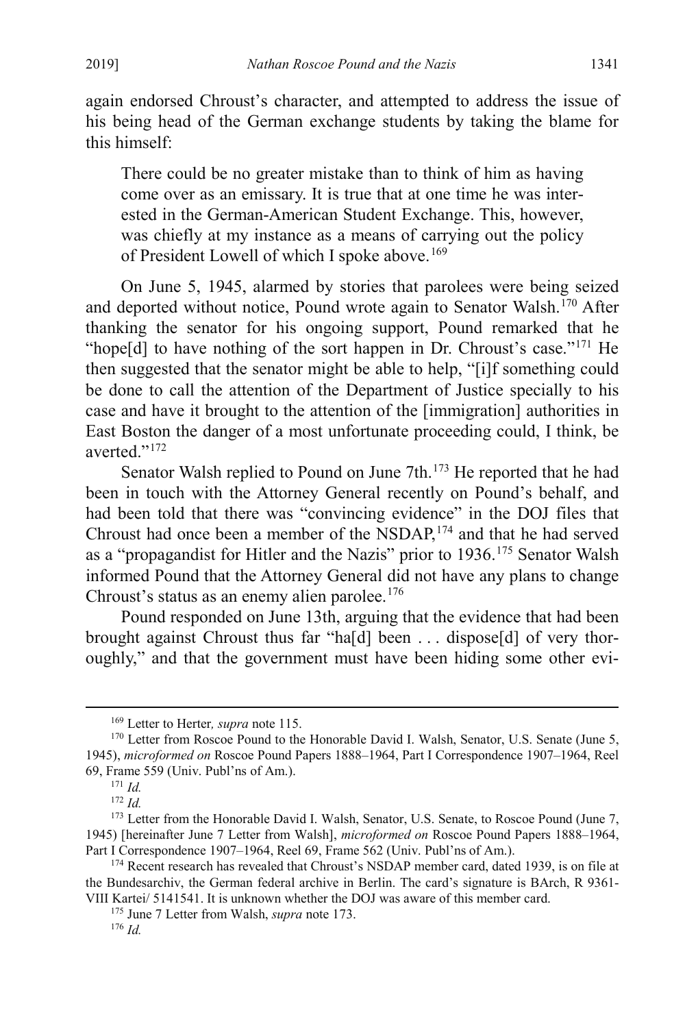again endorsed Chroust's character, and attempted to address the issue of his being head of the German exchange students by taking the blame for this himself:

> There could be no greater mistake than to think of him as having come over as an emissary. It is true that at one time he was interested in the German-American Student Exchange. This, however, was chiefly at my instance as a means of carrying out the policy of President Lowell of which I spoke above.[169]

On June 5, 1945, alarmed by stories that parolees were being seized and deported without notice, Pound wrote again to Senator Walsh.[170] After thanking the senator for his ongoing support, Pound remarked that he "hope[d] to have nothing of the sort happen in Dr. Chroust's case."[171] He then suggested that the senator might be able to help, "[i]f something could be done to call the attention of the Department of Justice specially to his case and have it brought to the attention of the [immigration] authorities in East Boston the danger of a most unfortunate proceeding could, I think, be averted."[172]

Senator Walsh replied to Pound on June 7th.[173] He reported that he had been in touch with the Attorney General recently on Pound's behalf, and had been told that there was "convincing evidence" in the DOJ files that Chroust had once been a member of the NSDAP,[174] and that he had served as a "propagandist for Hitler and the Nazis" prior to 1936.[175] Senator Walsh informed Pound that the Attorney General did not have any plans to change Chroust's status as an enemy alien parolee.[176]

Pound responded on June 13th, arguing that the evidence that had been brought against Chroust thus far "ha[d] been . . . dispose[d] of very thoroughly," and that the government must have been hiding some other evi-

---

[169] Letter to Herter*, supra* note 115.

[170] Letter from Roscoe Pound to the Honorable David I. Walsh, Senator, U.S. Senate (June 5, 1945), *microformed on* Roscoe Pound Papers 1888–1964, Part I Correspondence 1907–1964, Reel 69, Frame 559 (Univ. Publ'ns of Am.).

[171] *Id.*

[172] *Id.*

[173] Letter from the Honorable David I. Walsh, Senator, U.S. Senate, to Roscoe Pound (June 7, 1945) [hereinafter June 7 Letter from Walsh], *microformed on* Roscoe Pound Papers 1888–1964, Part I Correspondence 1907–1964, Reel 69, Frame 562 (Univ. Publ'ns of Am.).

[174] Recent research has revealed that Chroust's NSDAP member card, dated 1939, is on file at the Bundesarchiv, the German federal archive in Berlin. The card's signature is BArch, R 9361-VIII Kartei/ 5141541. It is unknown whether the DOJ was aware of this member card.

[175] June 7 Letter from Walsh, *supra* note 173.

[176] *Id.*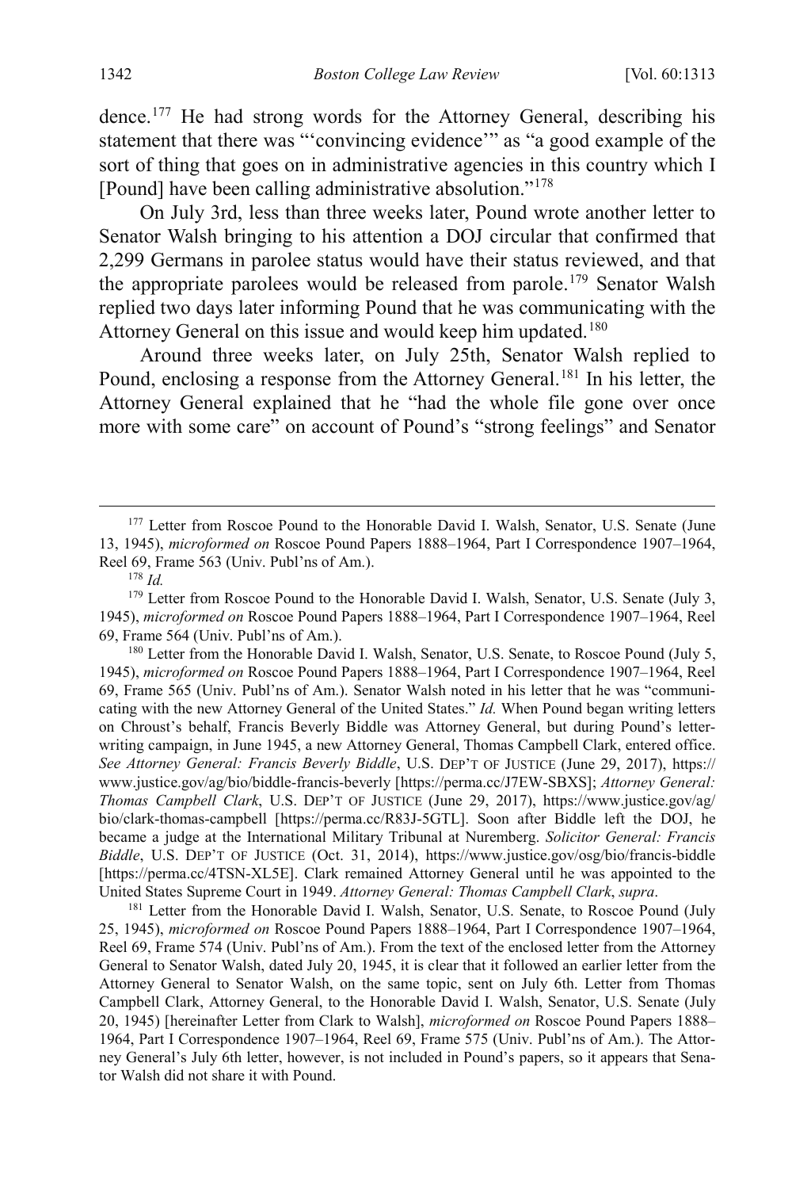dence.[177] He had strong words for the Attorney General, describing his statement that there was "'convincing evidence'" as "a good example of the sort of thing that goes on in administrative agencies in this country which I [Pound] have been calling administrative absolution."[178]

On July 3rd, less than three weeks later, Pound wrote another letter to Senator Walsh bringing to his attention a DOJ circular that confirmed that 2,299 Germans in parolee status would have their status reviewed, and that the appropriate parolees would be released from parole.[179] Senator Walsh replied two days later informing Pound that he was communicating with the Attorney General on this issue and would keep him updated.[180]

Around three weeks later, on July 25th, Senator Walsh replied to Pound, enclosing a response from the Attorney General.[181] In his letter, the Attorney General explained that he "had the whole file gone over once more with some care" on account of Pound's "strong feelings" and Senator

---

[177] Letter from Roscoe Pound to the Honorable David I. Walsh, Senator, U.S. Senate (June 13, 1945), *microformed on* Roscoe Pound Papers 1888–1964, Part I Correspondence 1907–1964, Reel 69, Frame 563 (Univ. Publ'ns of Am.).

[178] *Id.*

[179] Letter from Roscoe Pound to the Honorable David I. Walsh, Senator, U.S. Senate (July 3, 1945), *microformed on* Roscoe Pound Papers 1888–1964, Part I Correspondence 1907–1964, Reel 69, Frame 564 (Univ. Publ'ns of Am.).

[180] Letter from the Honorable David I. Walsh, Senator, U.S. Senate, to Roscoe Pound (July 5, 1945), *microformed on* Roscoe Pound Papers 1888–1964, Part I Correspondence 1907–1964, Reel 69, Frame 565 (Univ. Publ'ns of Am.). Senator Walsh noted in his letter that he was "communicating with the new Attorney General of the United States." *Id.* When Pound began writing letters on Chroust's behalf, Francis Beverly Biddle was Attorney General, but during Pound's letter-writing campaign, in June 1945, a new Attorney General, Thomas Campbell Clark, entered office. *See Attorney General: Francis Beverly Biddle*, U.S. DEP'T OF JUSTICE (June 29, 2017), https://www.justice.gov/ag/bio/biddle-francis-beverly [https://perma.cc/J7EW-SBXS]; *Attorney General: Thomas Campbell Clark*, U.S. DEP'T OF JUSTICE (June 29, 2017), https://www.justice.gov/ag/bio/clark-thomas-campbell [https://perma.cc/R83J-5GTL]. Soon after Biddle left the DOJ, he became a judge at the International Military Tribunal at Nuremberg. *Solicitor General: Francis Biddle*, U.S. DEP'T OF JUSTICE (Oct. 31, 2014), https://www.justice.gov/osg/bio/francis-biddle [https://perma.cc/4TSN-XL5E]. Clark remained Attorney General until he was appointed to the United States Supreme Court in 1949. *Attorney General: Thomas Campbell Clark*, *supra*.

[181] Letter from the Honorable David I. Walsh, Senator, U.S. Senate, to Roscoe Pound (July 25, 1945), *microformed on* Roscoe Pound Papers 1888–1964, Part I Correspondence 1907–1964, Reel 69, Frame 574 (Univ. Publ'ns of Am.). From the text of the enclosed letter from the Attorney General to Senator Walsh, dated July 20, 1945, it is clear that it followed an earlier letter from the Attorney General to Senator Walsh, on the same topic, sent on July 6th. Letter from Thomas Campbell Clark, Attorney General, to the Honorable David I. Walsh, Senator, U.S. Senate (July 20, 1945) [hereinafter Letter from Clark to Walsh], *microformed on* Roscoe Pound Papers 1888–1964, Part I Correspondence 1907–1964, Reel 69, Frame 575 (Univ. Publ'ns of Am.). The Attorney General's July 6th letter, however, is not included in Pound's papers, so it appears that Senator Walsh did not share it with Pound.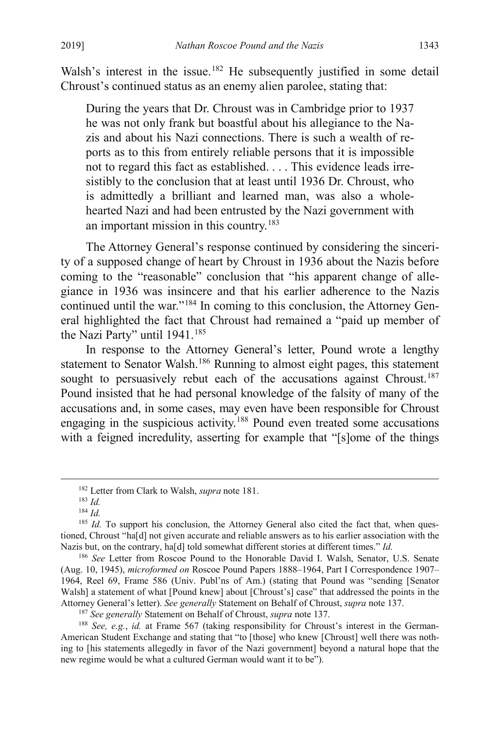Walsh's interest in the issue.[182] He subsequently justified in some detail Chroust's continued status as an enemy alien parolee, stating that:

> During the years that Dr. Chroust was in Cambridge prior to 1937 he was not only frank but boastful about his allegiance to the Nazis and about his Nazi connections. There is such a wealth of reports as to this from entirely reliable persons that it is impossible not to regard this fact as established. . . . This evidence leads irresistibly to the conclusion that at least until 1936 Dr. Chroust, who is admittedly a brilliant and learned man, was also a wholehearted Nazi and had been entrusted by the Nazi government with an important mission in this country.[183]

The Attorney General's response continued by considering the sincerity of a supposed change of heart by Chroust in 1936 about the Nazis before coming to the "reasonable" conclusion that "his apparent change of allegiance in 1936 was insincere and that his earlier adherence to the Nazis continued until the war."[184] In coming to this conclusion, the Attorney General highlighted the fact that Chroust had remained a "paid up member of the Nazi Party" until 1941.[185]

In response to the Attorney General's letter, Pound wrote a lengthy statement to Senator Walsh.[186] Running to almost eight pages, this statement sought to persuasively rebut each of the accusations against Chroust.[187] Pound insisted that he had personal knowledge of the falsity of many of the accusations and, in some cases, may even have been responsible for Chroust engaging in the suspicious activity.[188] Pound even treated some accusations with a feigned incredulity, asserting for example that "[s]ome of the things

---

[182] Letter from Clark to Walsh, *supra* note 181.

[183] *Id.*

[184] *Id.*

[185] *Id.* To support his conclusion, the Attorney General also cited the fact that, when questioned, Chroust "ha[d] not given accurate and reliable answers as to his earlier association with the Nazis but, on the contrary, ha[d] told somewhat different stories at different times." *Id.*

[186] *See* Letter from Roscoe Pound to the Honorable David I. Walsh, Senator, U.S. Senate (Aug. 10, 1945), *microformed on* Roscoe Pound Papers 1888–1964, Part I Correspondence 1907–1964, Reel 69, Frame 586 (Univ. Publ'ns of Am.) (stating that Pound was "sending [Senator Walsh] a statement of what [Pound knew] about [Chroust's] case" that addressed the points in the Attorney General's letter). *See generally* Statement on Behalf of Chroust, *supra* note 137.

[187] *See generally* Statement on Behalf of Chroust, *supra* note 137.

[188] *See, e.g.*, *id.* at Frame 567 (taking responsibility for Chroust's interest in the German-American Student Exchange and stating that "to [those] who knew [Chroust] well there was nothing to [his statements allegedly in favor of the Nazi government] beyond a natural hope that the new regime would be what a cultured German would want it to be").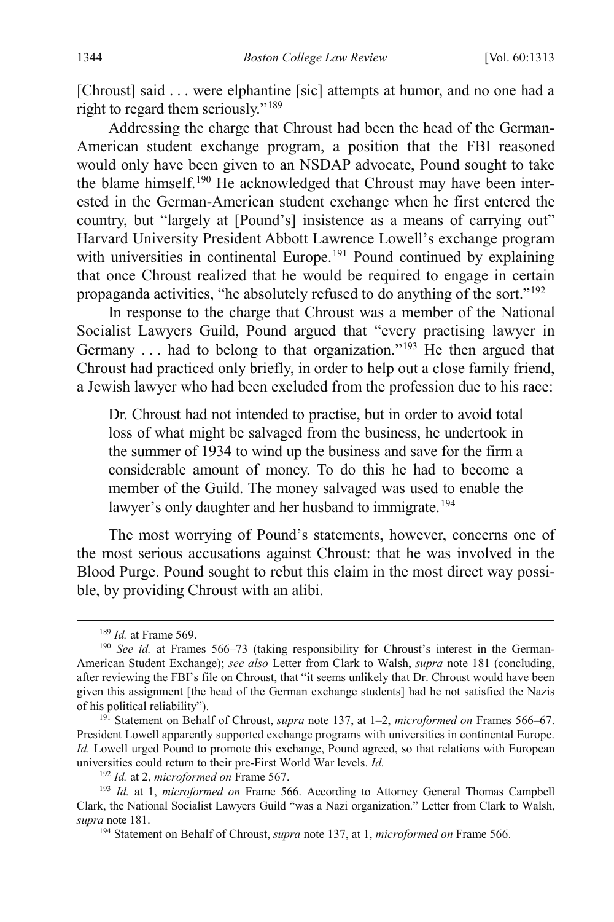[Chroust] said . . . were elphantine [sic] attempts at humor, and no one had a right to regard them seriously."[189]

Addressing the charge that Chroust had been the head of the German-American student exchange program, a position that the FBI reasoned would only have been given to an NSDAP advocate, Pound sought to take the blame himself.[190] He acknowledged that Chroust may have been interested in the German-American student exchange when he first entered the country, but "largely at [Pound's] insistence as a means of carrying out" Harvard University President Abbott Lawrence Lowell's exchange program with universities in continental Europe.[191] Pound continued by explaining that once Chroust realized that he would be required to engage in certain propaganda activities, "he absolutely refused to do anything of the sort."[192]

In response to the charge that Chroust was a member of the National Socialist Lawyers Guild, Pound argued that "every practising lawyer in Germany . . . had to belong to that organization."[193] He then argued that Chroust had practiced only briefly, in order to help out a close family friend, a Jewish lawyer who had been excluded from the profession due to his race:

> Dr. Chroust had not intended to practise, but in order to avoid total loss of what might be salvaged from the business, he undertook in the summer of 1934 to wind up the business and save for the firm a considerable amount of money. To do this he had to become a member of the Guild. The money salvaged was used to enable the lawyer's only daughter and her husband to immigrate.[194]

The most worrying of Pound's statements, however, concerns one of the most serious accusations against Chroust: that he was involved in the Blood Purge. Pound sought to rebut this claim in the most direct way possible, by providing Chroust with an alibi.

---

[189] *Id.* at Frame 569.

[190] *See id.* at Frames 566–73 (taking responsibility for Chroust's interest in the German-American Student Exchange); *see also* Letter from Clark to Walsh, *supra* note 181 (concluding, after reviewing the FBI's file on Chroust, that "it seems unlikely that Dr. Chroust would have been given this assignment [the head of the German exchange students] had he not satisfied the Nazis of his political reliability").

[191] Statement on Behalf of Chroust, *supra* note 137, at 1–2, *microformed on* Frames 566–67. President Lowell apparently supported exchange programs with universities in continental Europe. *Id.* Lowell urged Pound to promote this exchange, Pound agreed, so that relations with European universities could return to their pre-First World War levels. *Id.*

[192] *Id.* at 2, *microformed on* Frame 567.

[193] *Id.* at 1, *microformed on* Frame 566. According to Attorney General Thomas Campbell Clark, the National Socialist Lawyers Guild "was a Nazi organization." Letter from Clark to Walsh, *supra* note 181.

[194] Statement on Behalf of Chroust, *supra* note 137, at 1, *microformed on* Frame 566.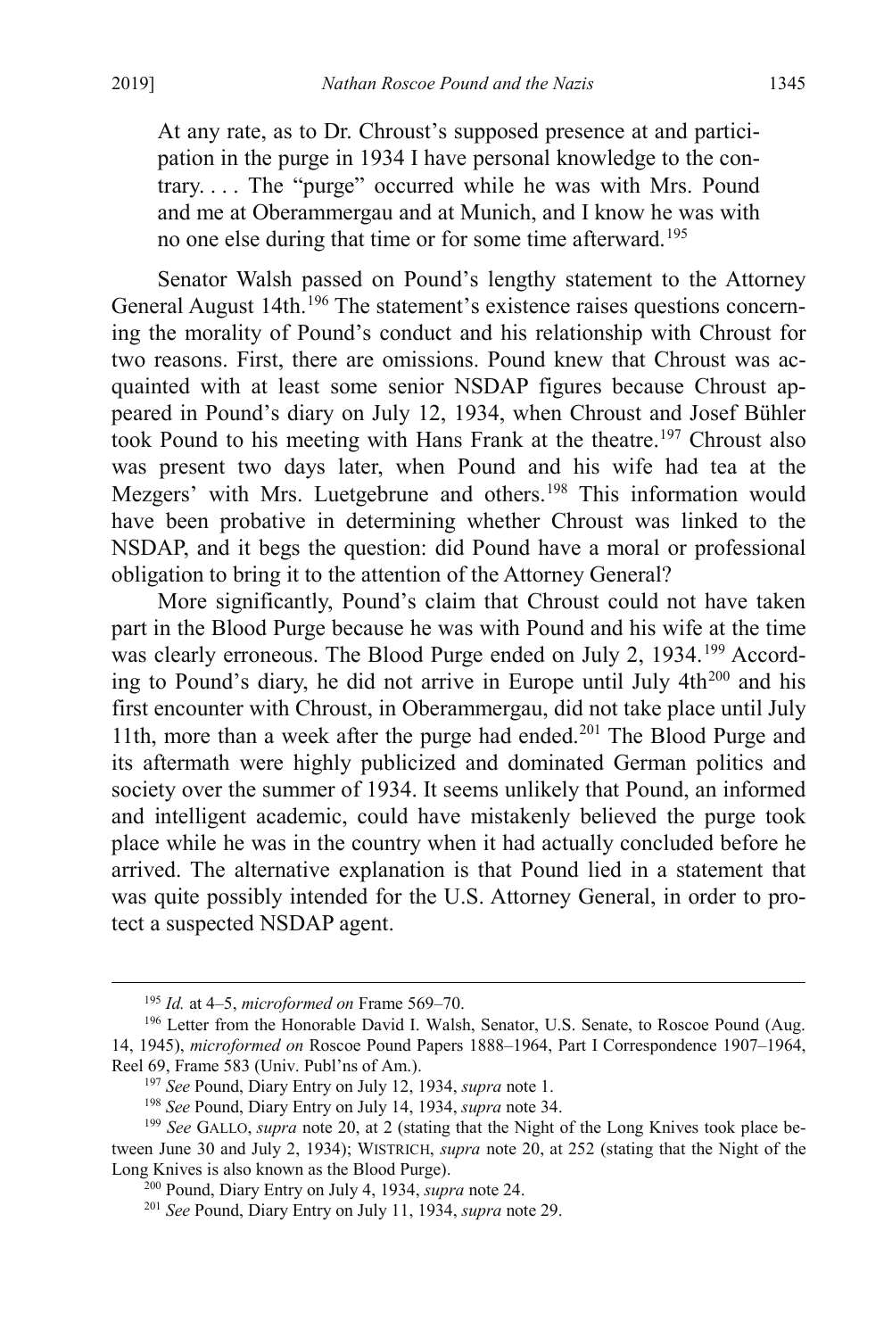> At any rate, as to Dr. Chroust's supposed presence at and participation in the purge in 1934 I have personal knowledge to the contrary. . . . The "purge" occurred while he was with Mrs. Pound and me at Oberammergau and at Munich, and I know he was with no one else during that time or for some time afterward.[195]

Senator Walsh passed on Pound's lengthy statement to the Attorney General August 14th.[196] The statement's existence raises questions concerning the morality of Pound's conduct and his relationship with Chroust for two reasons. First, there are omissions. Pound knew that Chroust was acquainted with at least some senior NSDAP figures because Chroust appeared in Pound's diary on July 12, 1934, when Chroust and Josef Bühler took Pound to his meeting with Hans Frank at the theatre.[197] Chroust also was present two days later, when Pound and his wife had tea at the Mezgers' with Mrs. Luetgebrune and others.[198] This information would have been probative in determining whether Chroust was linked to the NSDAP, and it begs the question: did Pound have a moral or professional obligation to bring it to the attention of the Attorney General?

More significantly, Pound's claim that Chroust could not have taken part in the Blood Purge because he was with Pound and his wife at the time was clearly erroneous. The Blood Purge ended on July 2, 1934.[199] According to Pound's diary, he did not arrive in Europe until July 4th[200] and his first encounter with Chroust, in Oberammergau, did not take place until July 11th, more than a week after the purge had ended.[201] The Blood Purge and its aftermath were highly publicized and dominated German politics and society over the summer of 1934. It seems unlikely that Pound, an informed and intelligent academic, could have mistakenly believed the purge took place while he was in the country when it had actually concluded before he arrived. The alternative explanation is that Pound lied in a statement that was quite possibly intended for the U.S. Attorney General, in order to protect a suspected NSDAP agent.

---

[195] *Id.* at 4–5, *microformed on* Frame 569–70.

[196] Letter from the Honorable David I. Walsh, Senator, U.S. Senate, to Roscoe Pound (Aug. 14, 1945), *microformed on* Roscoe Pound Papers 1888–1964, Part I Correspondence 1907–1964, Reel 69, Frame 583 (Univ. Publ'ns of Am.).

[197] *See* Pound, Diary Entry on July 12, 1934, *supra* note 1.

[198] *See* Pound, Diary Entry on July 14, 1934, *supra* note 34.

[199] *See* GALLO, *supra* note 20, at 2 (stating that the Night of the Long Knives took place between June 30 and July 2, 1934); WISTRICH, *supra* note 20, at 252 (stating that the Night of the Long Knives is also known as the Blood Purge).

[200] Pound, Diary Entry on July 4, 1934, *supra* note 24.

[201] *See* Pound, Diary Entry on July 11, 1934, *supra* note 29.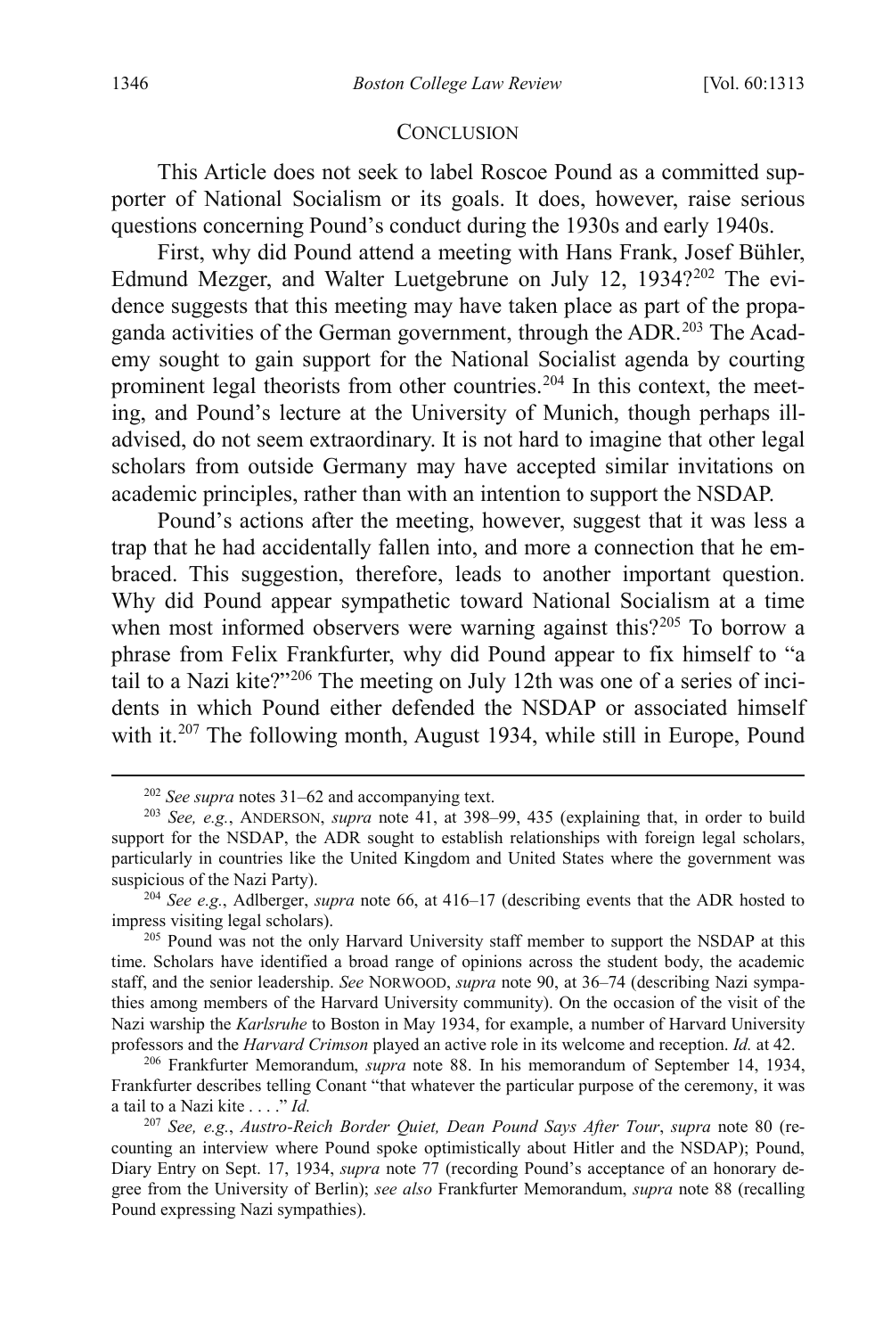## CONCLUSION

This Article does not seek to label Roscoe Pound as a committed supporter of National Socialism or its goals. It does, however, raise serious questions concerning Pound's conduct during the 1930s and early 1940s.

First, why did Pound attend a meeting with Hans Frank, Josef Bühler, Edmund Mezger, and Walter Luetgebrune on July 12, 1934?[202] The evidence suggests that this meeting may have taken place as part of the propaganda activities of the German government, through the ADR.[203] The Academy sought to gain support for the National Socialist agenda by courting prominent legal theorists from other countries.[204] In this context, the meeting, and Pound's lecture at the University of Munich, though perhaps ill-advised, do not seem extraordinary. It is not hard to imagine that other legal scholars from outside Germany may have accepted similar invitations on academic principles, rather than with an intention to support the NSDAP.

Pound's actions after the meeting, however, suggest that it was less a trap that he had accidentally fallen into, and more a connection that he embraced. This suggestion, therefore, leads to another important question. Why did Pound appear sympathetic toward National Socialism at a time when most informed observers were warning against this?[205] To borrow a phrase from Felix Frankfurter, why did Pound appear to fix himself to "a tail to a Nazi kite?"[206] The meeting on July 12th was one of a series of incidents in which Pound either defended the NSDAP or associated himself with it.[207] The following month, August 1934, while still in Europe, Pound

---

[202] *See supra* notes 31–62 and accompanying text.

[203] *See, e.g.*, ANDERSON, *supra* note 41, at 398–99, 435 (explaining that, in order to build support for the NSDAP, the ADR sought to establish relationships with foreign legal scholars, particularly in countries like the United Kingdom and United States where the government was suspicious of the Nazi Party).

[204] *See e.g.*, Adlberger, *supra* note 66, at 416–17 (describing events that the ADR hosted to impress visiting legal scholars).

[205] Pound was not the only Harvard University staff member to support the NSDAP at this time. Scholars have identified a broad range of opinions across the student body, the academic staff, and the senior leadership. *See* NORWOOD, *supra* note 90, at 36–74 (describing Nazi sympathies among members of the Harvard University community). On the occasion of the visit of the Nazi warship the *Karlsruhe* to Boston in May 1934, for example, a number of Harvard University professors and the *Harvard Crimson* played an active role in its welcome and reception. *Id.* at 42.

[206] Frankfurter Memorandum, *supra* note 88. In his memorandum of September 14, 1934, Frankfurter describes telling Conant "that whatever the particular purpose of the ceremony, it was a tail to a Nazi kite . . . ." *Id.*

[207] *See, e.g.*, *Austro-Reich Border Quiet, Dean Pound Says After Tour*, *supra* note 80 (recounting an interview where Pound spoke optimistically about Hitler and the NSDAP); Pound, Diary Entry on Sept. 17, 1934, *supra* note 77 (recording Pound's acceptance of an honorary degree from the University of Berlin); *see also* Frankfurter Memorandum, *supra* note 88 (recalling Pound expressing Nazi sympathies).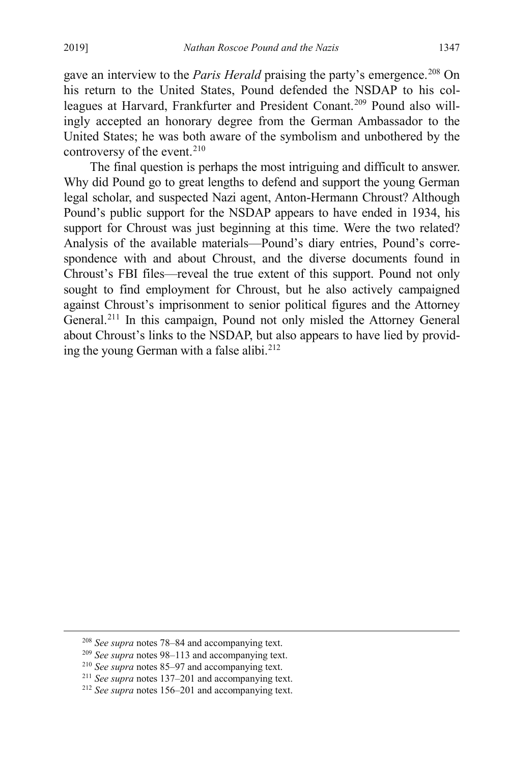gave an interview to the *Paris Herald* praising the party's emergence.[208] On his return to the United States, Pound defended the NSDAP to his colleagues at Harvard, Frankfurter and President Conant.[209] Pound also willingly accepted an honorary degree from the German Ambassador to the United States; he was both aware of the symbolism and unbothered by the controversy of the event.[210]

The final question is perhaps the most intriguing and difficult to answer. Why did Pound go to great lengths to defend and support the young German legal scholar, and suspected Nazi agent, Anton-Hermann Chroust? Although Pound's public support for the NSDAP appears to have ended in 1934, his support for Chroust was just beginning at this time. Were the two related? Analysis of the available materials—Pound's diary entries, Pound's correspondence with and about Chroust, and the diverse documents found in Chroust's FBI files—reveal the true extent of this support. Pound not only sought to find employment for Chroust, but he also actively campaigned against Chroust's imprisonment to senior political figures and the Attorney General.[211] In this campaign, Pound not only misled the Attorney General about Chroust's links to the NSDAP, but also appears to have lied by providing the young German with a false alibi.[212]

---

[208] *See supra* notes 78–84 and accompanying text.

[209] *See supra* notes 98–113 and accompanying text.

[210] *See supra* notes 85–97 and accompanying text.

[211] *See supra* notes 137–201 and accompanying text.

[212] *See supra* notes 156–201 and accompanying text.